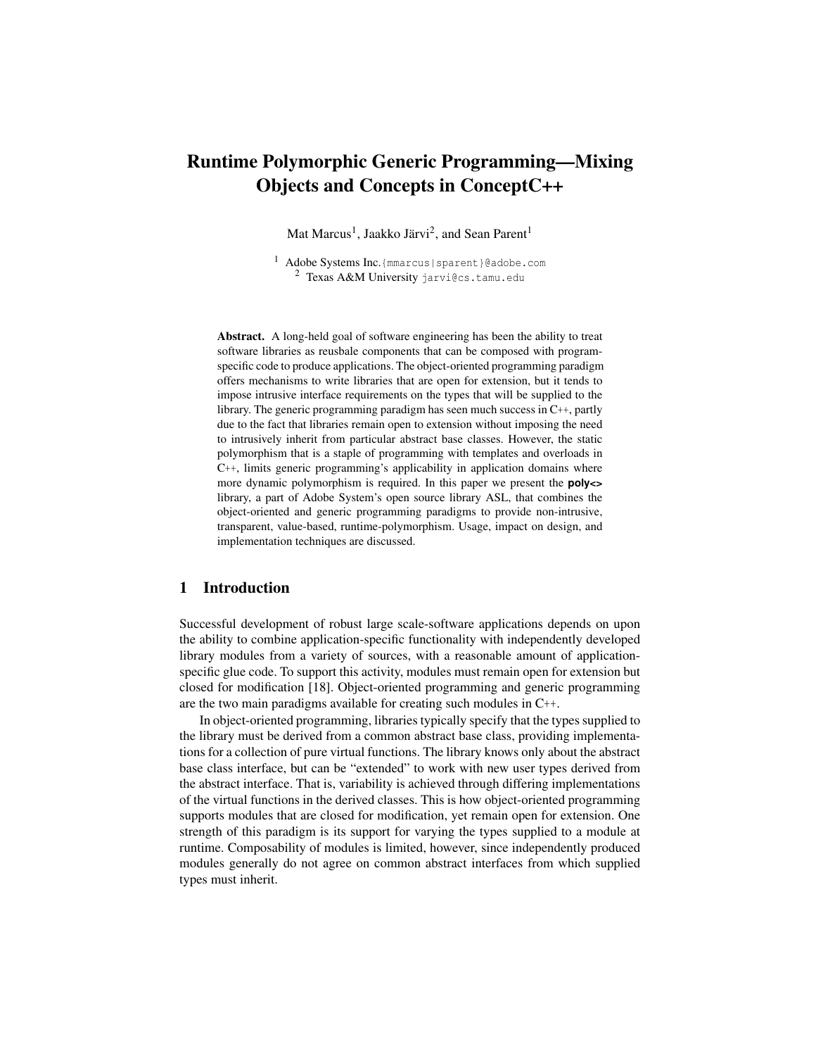# Runtime Polymorphic Generic Programming—Mixing Objects and Concepts in ConceptC++

Mat Marcus[1], Jaakko Järvi[2], and Sean Parent[1]

[1] Adobe Systems Inc. {mmarcus|sparent}@adobe.com
[2] Texas A&M University jarvi@cs.tamu.edu

**Abstract.** A long-held goal of software engineering has been the ability to treat software libraries as reusbale components that can be composed with program-specific code to produce applications. The object-oriented programming paradigm offers mechanisms to write libraries that are open for extension, but it tends to impose intrusive interface requirements on the types that will be supplied to the library. The generic programming paradigm has seen much success in C++, partly due to the fact that libraries remain open to extension without imposing the need to intrusively inherit from particular abstract base classes. However, the static polymorphism that is a staple of programming with templates and overloads in C++, limits generic programming's applicability in application domains where more dynamic polymorphism is required. In this paper we present the **poly<>** library, a part of Adobe System's open source library ASL, that combines the object-oriented and generic programming paradigms to provide non-intrusive, transparent, value-based, runtime-polymorphism. Usage, impact on design, and implementation techniques are discussed.

## 1 Introduction

Successful development of robust large scale-software applications depends on upon the ability to combine application-specific functionality with independently developed library modules from a variety of sources, with a reasonable amount of application-specific glue code. To support this activity, modules must remain open for extension but closed for modification [18]. Object-oriented programming and generic programming are the two main paradigms available for creating such modules in C++.

In object-oriented programming, libraries typically specify that the types supplied to the library must be derived from a common abstract base class, providing implementations for a collection of pure virtual functions. The library knows only about the abstract base class interface, but can be "extended" to work with new user types derived from the abstract interface. That is, variability is achieved through differing implementations of the virtual functions in the derived classes. This is how object-oriented programming supports modules that are closed for modification, yet remain open for extension. One strength of this paradigm is its support for varying the types supplied to a module at runtime. Composability of modules is limited, however, since independently produced modules generally do not agree on common abstract interfaces from which supplied types must inherit.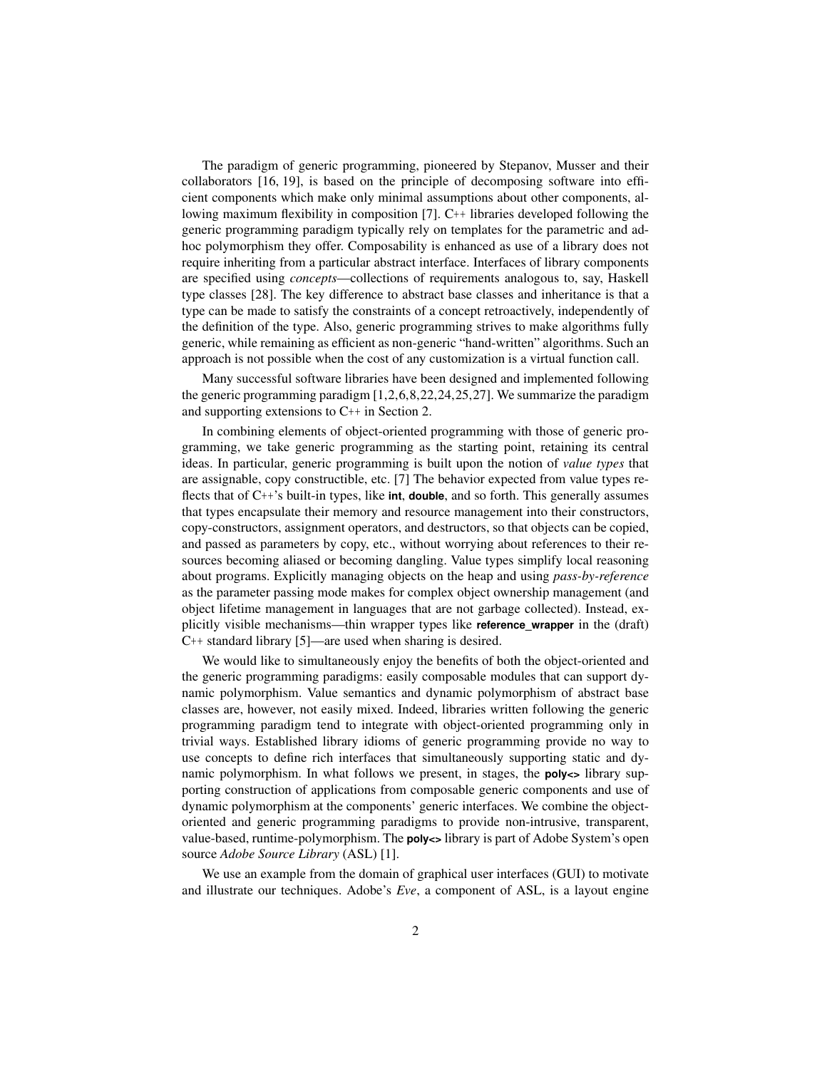The paradigm of generic programming, pioneered by Stepanov, Musser and their collaborators [16, 19], is based on the principle of decomposing software into efficient components which make only minimal assumptions about other components, allowing maximum flexibility in composition [7]. C++ libraries developed following the generic programming paradigm typically rely on templates for the parametric and ad-hoc polymorphism they offer. Composability is enhanced as use of a library does not require inheriting from a particular abstract interface. Interfaces of library components are specified using *concepts*—collections of requirements analogous to, say, Haskell type classes [28]. The key difference to abstract base classes and inheritance is that a type can be made to satisfy the constraints of a concept retroactively, independently of the definition of the type. Also, generic programming strives to make algorithms fully generic, while remaining as efficient as non-generic "hand-written" algorithms. Such an approach is not possible when the cost of any customization is a virtual function call.

Many successful software libraries have been designed and implemented following the generic programming paradigm [1,2,6,8,22,24,25,27]. We summarize the paradigm and supporting extensions to C++ in Section 2.

In combining elements of object-oriented programming with those of generic programming, we take generic programming as the starting point, retaining its central ideas. In particular, generic programming is built upon the notion of *value types* that are assignable, copy constructible, etc. [7] The behavior expected from value types reflects that of C++'s built-in types, like **int**, **double**, and so forth. This generally assumes that types encapsulate their memory and resource management into their constructors, copy-constructors, assignment operators, and destructors, so that objects can be copied, and passed as parameters by copy, etc., without worrying about references to their resources becoming aliased or becoming dangling. Value types simplify local reasoning about programs. Explicitly managing objects on the heap and using *pass-by-reference* as the parameter passing mode makes for complex object ownership management (and object lifetime management in languages that are not garbage collected). Instead, explicitly visible mechanisms—thin wrapper types like **reference_wrapper** in the (draft) C++ standard library [5]—are used when sharing is desired.

We would like to simultaneously enjoy the benefits of both the object-oriented and the generic programming paradigms: easily composable modules that can support dynamic polymorphism. Value semantics and dynamic polymorphism of abstract base classes are, however, not easily mixed. Indeed, libraries written following the generic programming paradigm tend to integrate with object-oriented programming only in trivial ways. Established library idioms of generic programming provide no way to use concepts to define rich interfaces that simultaneously supporting static and dynamic polymorphism. In what follows we present, in stages, the **poly<>** library supporting construction of applications from composable generic components and use of dynamic polymorphism at the components' generic interfaces. We combine the object-oriented and generic programming paradigms to provide non-intrusive, transparent, value-based, runtime-polymorphism. The **poly<>** library is part of Adobe System's open source *Adobe Source Library* (ASL) [1].

We use an example from the domain of graphical user interfaces (GUI) to motivate and illustrate our techniques. Adobe's *Eve*, a component of ASL, is a layout engine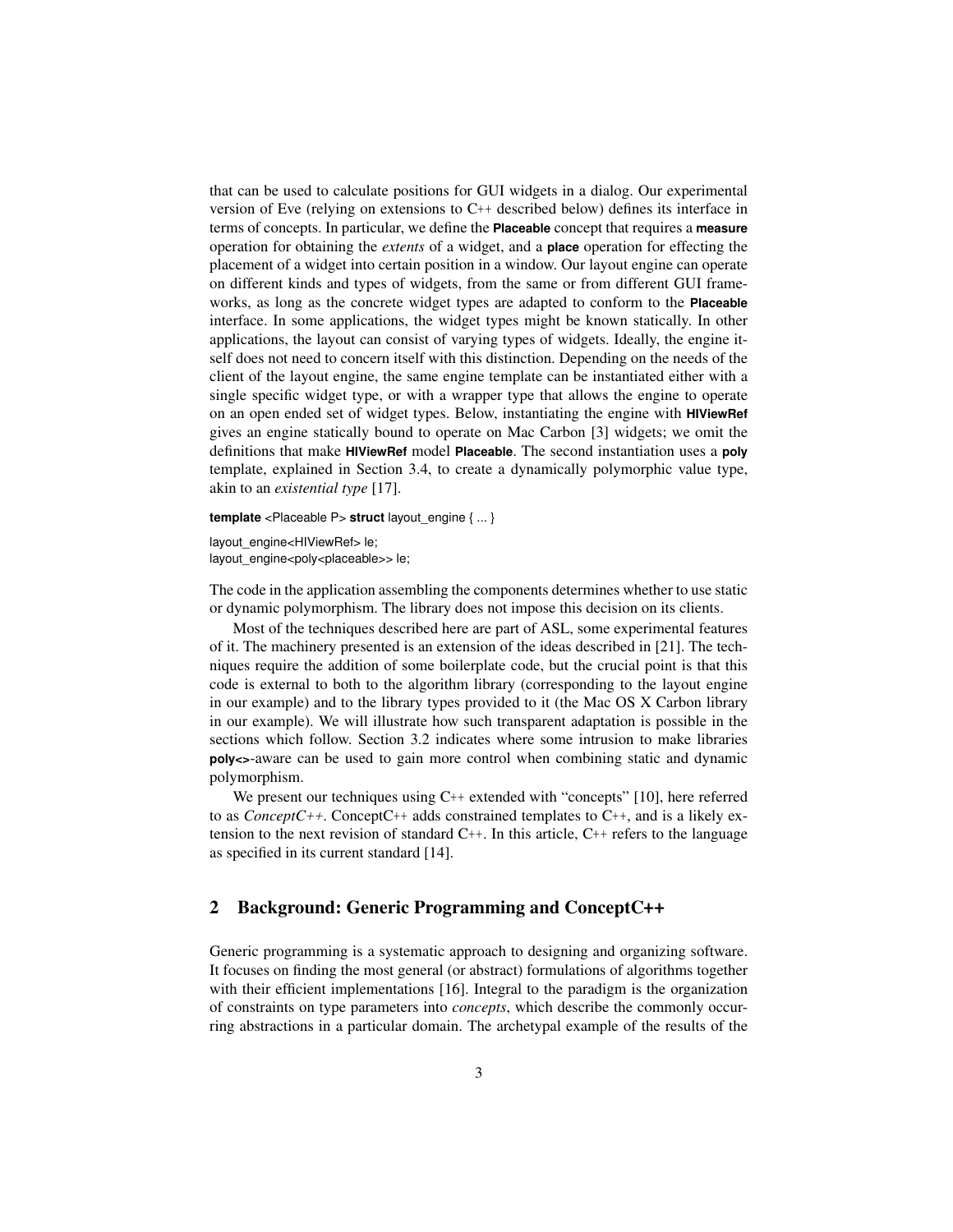that can be used to calculate positions for GUI widgets in a dialog. Our experimental version of Eve (relying on extensions to C++ described below) defines its interface in terms of concepts. In particular, we define the **Placeable** concept that requires a **measure** operation for obtaining the *extents* of a widget, and a **place** operation for effecting the placement of a widget into certain position in a window. Our layout engine can operate on different kinds and types of widgets, from the same or from different GUI frameworks, as long as the concrete widget types are adapted to conform to the **Placeable** interface. In some applications, the widget types might be known statically. In other applications, the layout can consist of varying types of widgets. Ideally, the engine itself does not need to concern itself with this distinction. Depending on the needs of the client of the layout engine, the same engine template can be instantiated either with a single specific widget type, or with a wrapper type that allows the engine to operate on an open ended set of widget types. Below, instantiating the engine with **HIViewRef** gives an engine statically bound to operate on Mac Carbon [3] widgets; we omit the definitions that make **HIViewRef** model **Placeable**. The second instantiation uses a **poly** template, explained in Section 3.4, to create a dynamically polymorphic value type, akin to an *existential type* [17].

```
template <Placeable P> struct layout_engine { ... }

layout_engine<HIViewRef> le;
layout_engine<poly<placeable>> le;
```

The code in the application assembling the components determines whether to use static or dynamic polymorphism. The library does not impose this decision on its clients.

Most of the techniques described here are part of ASL, some experimental features of it. The machinery presented is an extension of the ideas described in [21]. The techniques require the addition of some boilerplate code, but the crucial point is that this code is external to both to the algorithm library (corresponding to the layout engine in our example) and to the library types provided to it (the Mac OS X Carbon library in our example). We will illustrate how such transparent adaptation is possible in the sections which follow. Section 3.2 indicates where some intrusion to make libraries **poly<>**-aware can be used to gain more control when combining static and dynamic polymorphism.

We present our techniques using C++ extended with "concepts" [10], here referred to as *ConceptC++*. ConceptC++ adds constrained templates to C++, and is a likely extension to the next revision of standard C++. In this article, C++ refers to the language as specified in its current standard [14].

## 2 Background: Generic Programming and ConceptC++

Generic programming is a systematic approach to designing and organizing software. It focuses on finding the most general (or abstract) formulations of algorithms together with their efficient implementations [16]. Integral to the paradigm is the organization of constraints on type parameters into *concepts*, which describe the commonly occurring abstractions in a particular domain. The archetypal example of the results of the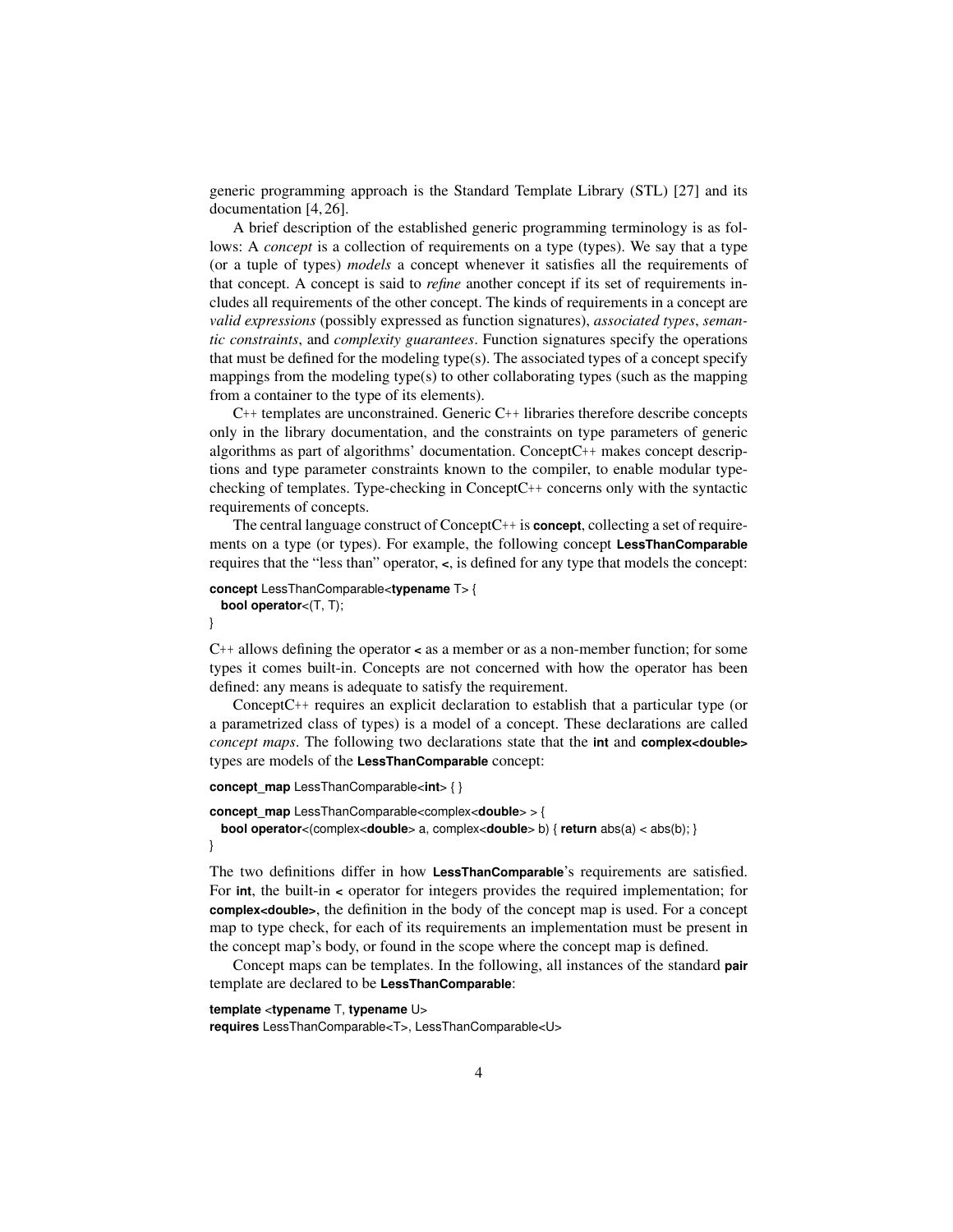generic programming approach is the Standard Template Library (STL) [27] and its documentation [4, 26].

A brief description of the established generic programming terminology is as follows: A *concept* is a collection of requirements on a type (types). We say that a type (or a tuple of types) *models* a concept whenever it satisfies all the requirements of that concept. A concept is said to *refine* another concept if its set of requirements includes all requirements of the other concept. The kinds of requirements in a concept are *valid expressions* (possibly expressed as function signatures), *associated types*, *semantic constraints*, and *complexity guarantees*. Function signatures specify the operations that must be defined for the modeling type(s). The associated types of a concept specify mappings from the modeling type(s) to other collaborating types (such as the mapping from a container to the type of its elements).

C++ templates are unconstrained. Generic C++ libraries therefore describe concepts only in the library documentation, and the constraints on type parameters of generic algorithms as part of algorithms' documentation. ConceptC++ makes concept descriptions and type parameter constraints known to the compiler, to enable modular type-checking of templates. Type-checking in ConceptC++ concerns only with the syntactic requirements of concepts.

The central language construct of ConceptC++ is **concept**, collecting a set of requirements on a type (or types). For example, the following concept **LessThanComparable** requires that the "less than" operator, **<**, is defined for any type that models the concept:

```
concept LessThanComparable<typename T> {
  bool operator<(T, T);
}
```

C++ allows defining the operator **<** as a member or as a non-member function; for some types it comes built-in. Concepts are not concerned with how the operator has been defined: any means is adequate to satisfy the requirement.

ConceptC++ requires an explicit declaration to establish that a particular type (or a parametrized class of types) is a model of a concept. These declarations are called *concept maps*. The following two declarations state that the **int** and **complex<double>** types are models of the **LessThanComparable** concept:

```
concept_map LessThanComparable<int> { }

concept_map LessThanComparable<complex<double> > {
  bool operator<(complex<double> a, complex<double> b) { return abs(a) < abs(b); }
}
```

The two definitions differ in how **LessThanComparable**'s requirements are satisfied. For **int**, the built-in **<** operator for integers provides the required implementation; for **complex<double>**, the definition in the body of the concept map is used. For a concept map to type check, for each of its requirements an implementation must be present in the concept map's body, or found in the scope where the concept map is defined.

Concept maps can be templates. In the following, all instances of the standard **pair** template are declared to be **LessThanComparable**:

```
template <typename T, typename U>
requires LessThanComparable<T>, LessThanComparable<U>
```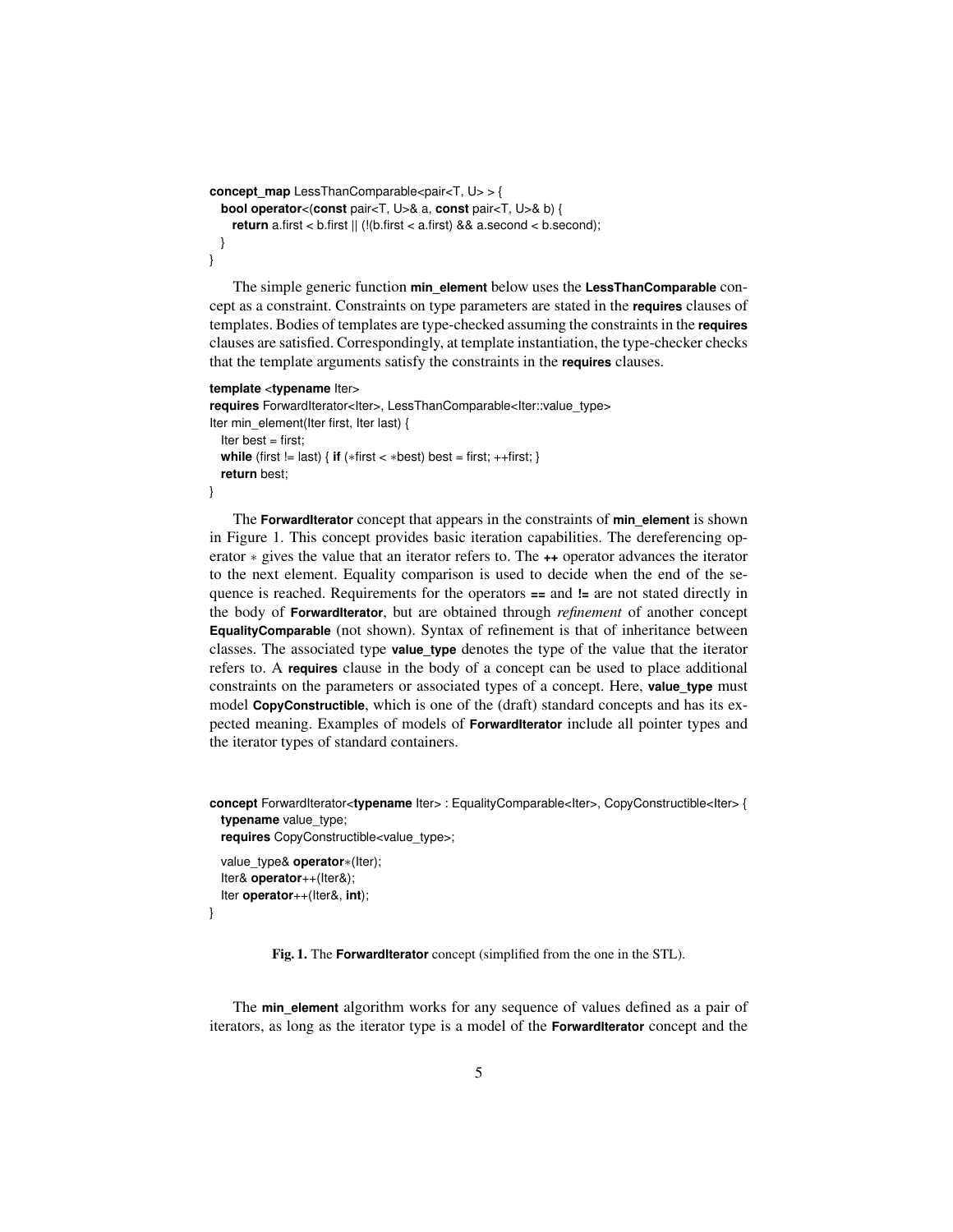```
concept_map LessThanComparable<pair<T, U> > {
  bool operator<(const pair<T, U>& a, const pair<T, U>& b) {
    return a.first < b.first || (!(b.first < a.first) && a.second < b.second);
  }
}
```

The simple generic function **min_element** below uses the **LessThanComparable** concept as a constraint. Constraints on type parameters are stated in the **requires** clauses of templates. Bodies of templates are type-checked assuming the constraints in the **requires** clauses are satisfied. Correspondingly, at template instantiation, the type-checker checks that the template arguments satisfy the constraints in the **requires** clauses.

```
template <typename Iter>
requires ForwardIterator<Iter>, LessThanComparable<Iter::value_type>
Iter min_element(Iter first, Iter last) {
  Iter best = first;
  while (first != last) { if (*first < *best) best = first; ++first; }
  return best;
}
```

The **ForwardIterator** concept that appears in the constraints of **min_element** is shown in Figure 1. This concept provides basic iteration capabilities. The dereferencing operator $*$ gives the value that an iterator refers to. The **++** operator advances the iterator to the next element. Equality comparison is used to decide when the end of the sequence is reached. Requirements for the operators **==** and **!=** are not stated directly in the body of **ForwardIterator**, but are obtained through *refinement* of another concept **EqualityComparable** (not shown). Syntax of refinement is that of inheritance between classes. The associated type **value_type** denotes the type of the value that the iterator refers to. A **requires** clause in the body of a concept can be used to place additional constraints on the parameters or associated types of a concept. Here, **value_type** must model **CopyConstructible**, which is one of the (draft) standard concepts and has its expected meaning. Examples of models of **ForwardIterator** include all pointer types and the iterator types of standard containers.

```
concept ForwardIterator<typename Iter> : EqualityComparable<Iter>, CopyConstructible<Iter> {
  typename value_type;
  requires CopyConstructible<value_type>;

  value_type& operator*(Iter);
  Iter& operator++(Iter&);
  Iter operator++(Iter&, int);
}
```

**Fig. 1.** The **ForwardIterator** concept (simplified from the one in the STL).

The **min_element** algorithm works for any sequence of values defined as a pair of iterators, as long as the iterator type is a model of the **ForwardIterator** concept and the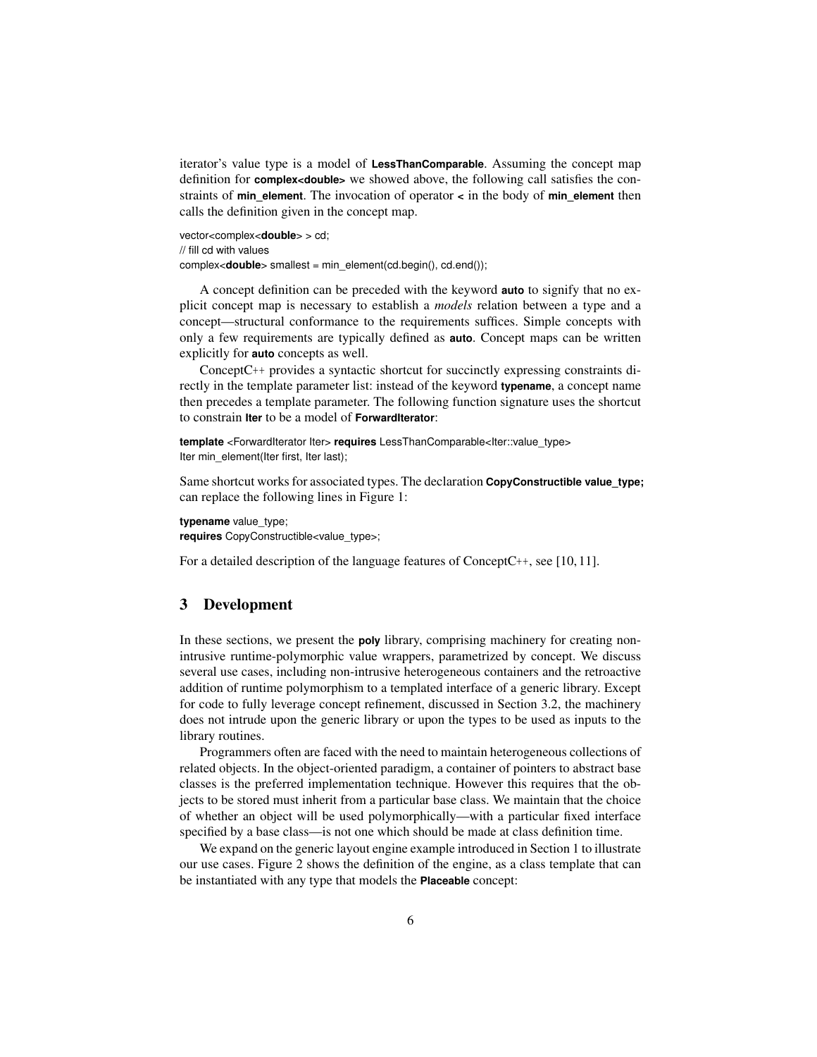iterator's value type is a model of **LessThanComparable**. Assuming the concept map definition for **complex<double>** we showed above, the following call satisfies the constraints of **min_element**. The invocation of operator **<** in the body of **min_element** then calls the definition given in the concept map.

```
vector<complex<double> > cd;
// fill cd with values
complex<double> smallest = min_element(cd.begin(), cd.end());
```

A concept definition can be preceded with the keyword **auto** to signify that no explicit concept map is necessary to establish a *models* relation between a type and a concept—structural conformance to the requirements suffices. Simple concepts with only a few requirements are typically defined as **auto**. Concept maps can be written explicitly for **auto** concepts as well.

ConceptC++ provides a syntactic shortcut for succinctly expressing constraints directly in the template parameter list: instead of the keyword **typename**, a concept name then precedes a template parameter. The following function signature uses the shortcut to constrain **Iter** to be a model of **ForwardIterator**:

```
template <ForwardIterator Iter> requires LessThanComparable<Iter::value_type>
Iter min_element(Iter first, Iter last);
```

Same shortcut works for associated types. The declaration **CopyConstructible value_type;** can replace the following lines in Figure 1:

```
typename value_type;
requires CopyConstructible<value_type>;
```

For a detailed description of the language features of ConceptC++, see [10, 11].

## 3 Development

In these sections, we present the **poly** library, comprising machinery for creating non-intrusive runtime-polymorphic value wrappers, parametrized by concept. We discuss several use cases, including non-intrusive heterogeneous containers and the retroactive addition of runtime polymorphism to a templated interface of a generic library. Except for code to fully leverage concept refinement, discussed in Section 3.2, the machinery does not intrude upon the generic library or upon the types to be used as inputs to the library routines.

Programmers often are faced with the need to maintain heterogeneous collections of related objects. In the object-oriented paradigm, a container of pointers to abstract base classes is the preferred implementation technique. However this requires that the objects to be stored must inherit from a particular base class. We maintain that the choice of whether an object will be used polymorphically—with a particular fixed interface specified by a base class—is not one which should be made at class definition time.

We expand on the generic layout engine example introduced in Section 1 to illustrate our use cases. Figure 2 shows the definition of the engine, as a class template that can be instantiated with any type that models the **Placeable** concept: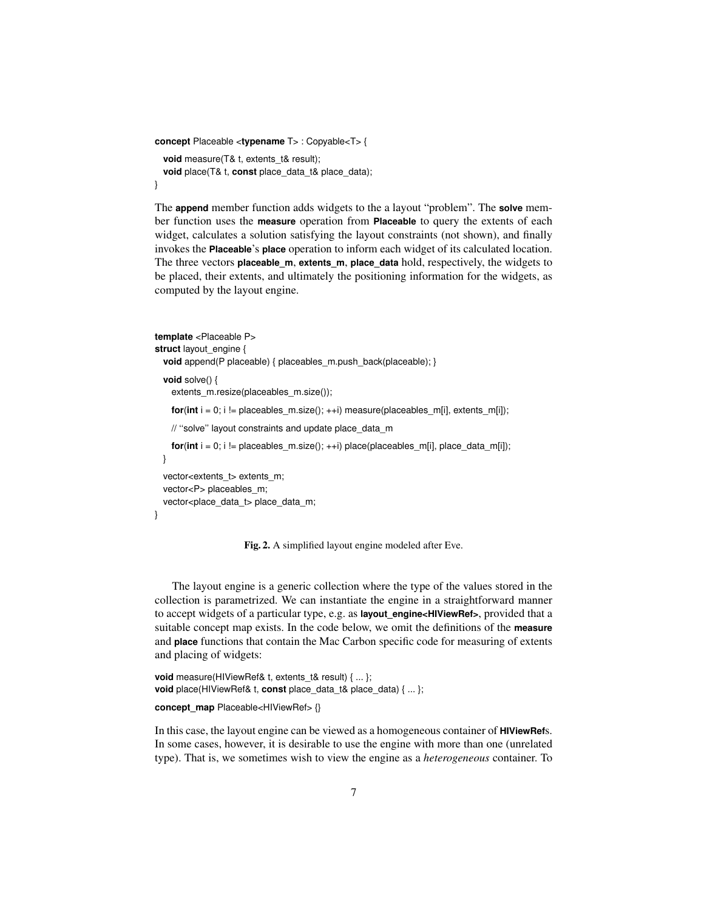```
concept Placeable <typename T> : Copyable<T> {
  void measure(T& t, extents_t& result);
  void place(T& t, const place_data_t& place_data);
}
```

The **append** member function adds widgets to the a layout "problem". The **solve** member function uses the **measure** operation from **Placeable** to query the extents of each widget, calculates a solution satisfying the layout constraints (not shown), and finally invokes the **Placeable**'s **place** operation to inform each widget of its calculated location. The three vectors **placeable_m**, **extents_m**, **place_data** hold, respectively, the widgets to be placed, their extents, and ultimately the positioning information for the widgets, as computed by the layout engine.

```
template <Placeable P>
struct layout_engine {
  void append(P placeable) { placeables_m.push_back(placeable); }

  void solve() {
    extents_m.resize(placeables_m.size());

    for(int i = 0; i != placeables_m.size(); ++i) measure(placeables_m[i], extents_m[i]);

    // ''solve'' layout constraints and update place_data_m

    for(int i = 0; i != placeables_m.size(); ++i) place(placeables_m[i], place_data_m[i]);
  }

  vector<extents_t> extents_m;
  vector<P> placeables_m;
  vector<place_data_t> place_data_m;
}
```

**Fig. 2.** A simplified layout engine modeled after Eve.

The layout engine is a generic collection where the type of the values stored in the collection is parametrized. We can instantiate the engine in a straightforward manner to accept widgets of a particular type, e.g. as **layout_engine<HIViewRef>**, provided that a suitable concept map exists. In the code below, we omit the definitions of the **measure** and **place** functions that contain the Mac Carbon specific code for measuring of extents and placing of widgets:

```
void measure(HIViewRef& t, extents_t& result) { ... };
void place(HIViewRef& t, const place_data_t& place_data) { ... };

concept_map Placeable<HIViewRef> {}
```

In this case, the layout engine can be viewed as a homogeneous container of **HIViewRef**s. In some cases, however, it is desirable to use the engine with more than one (unrelated type). That is, we sometimes wish to view the engine as a *heterogeneous* container. To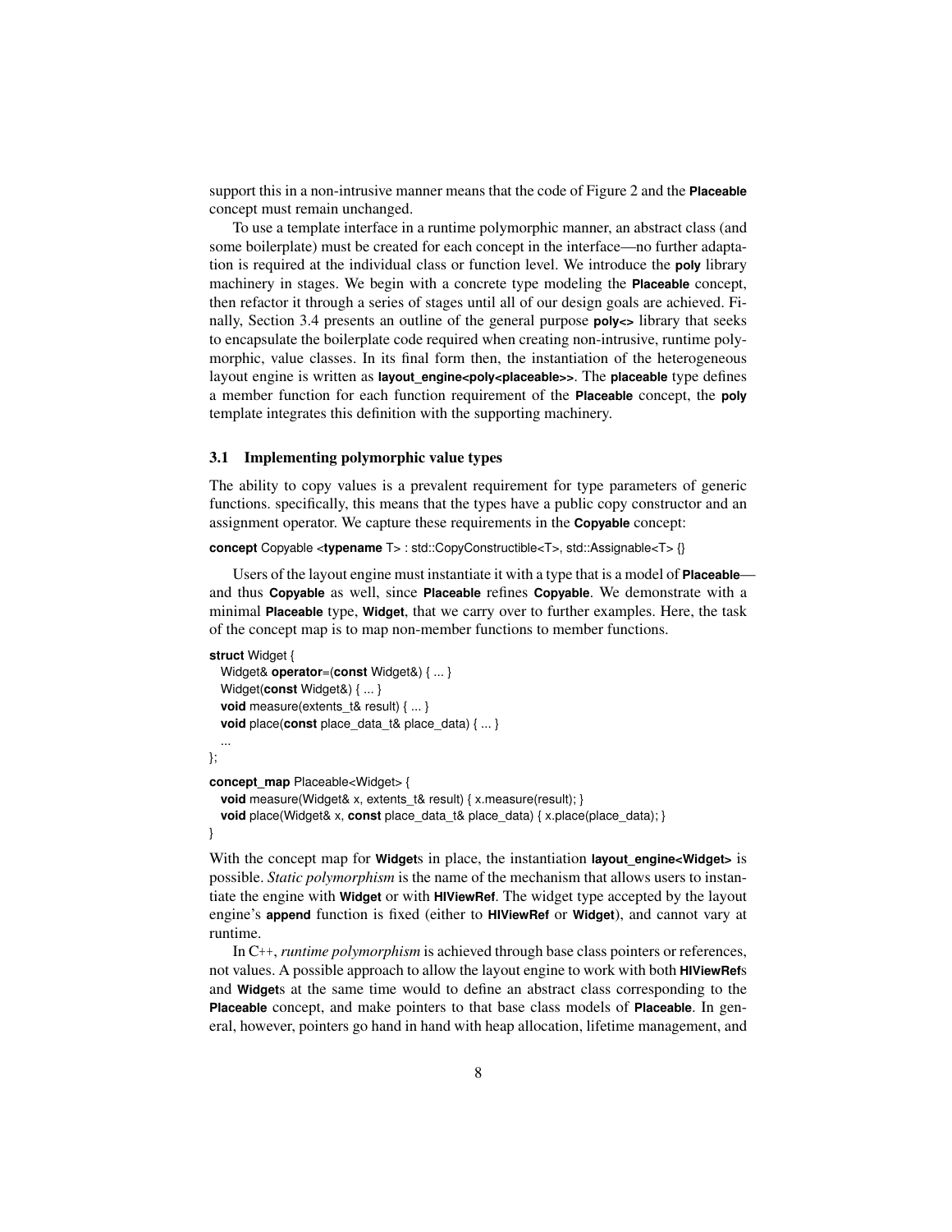support this in a non-intrusive manner means that the code of Figure 2 and the **Placeable** concept must remain unchanged.

To use a template interface in a runtime polymorphic manner, an abstract class (and some boilerplate) must be created for each concept in the interface—no further adaptation is required at the individual class or function level. We introduce the **poly** library machinery in stages. We begin with a concrete type modeling the **Placeable** concept, then refactor it through a series of stages until all of our design goals are achieved. Finally, Section 3.4 presents an outline of the general purpose **poly<>** library that seeks to encapsulate the boilerplate code required when creating non-intrusive, runtime polymorphic, value classes. In its final form then, the instantiation of the heterogeneous layout engine is written as **layout_engine<poly<placeable>>**. The **placeable** type defines a member function for each function requirement of the **Placeable** concept, the **poly** template integrates this definition with the supporting machinery.

### 3.1 Implementing polymorphic value types

The ability to copy values is a prevalent requirement for type parameters of generic functions. specifically, this means that the types have a public copy constructor and an assignment operator. We capture these requirements in the **Copyable** concept:

```
concept Copyable <typename T> : std::CopyConstructible<T>, std::Assignable<T> {}
```

Users of the layout engine must instantiate it with a type that is a model of **Placeable**—and thus **Copyable** as well, since **Placeable** refines **Copyable**. We demonstrate with a minimal **Placeable** type, **Widget**, that we carry over to further examples. Here, the task of the concept map is to map non-member functions to member functions.

```
struct Widget {
  Widget& operator=(const Widget&) { ... }
  Widget(const Widget&) { ... }
  void measure(extents_t& result) { ... }
  void place(const place_data_t& place_data) { ... }
  ...
};
concept_map Placeable<Widget> {
  void measure(Widget& x, extents_t& result) { x.measure(result); }
  void place(Widget& x, const place_data_t& place_data) { x.place(place_data); }
}
```

With the concept map for **Widget**s in place, the instantiation **layout_engine<Widget>** is possible. *Static polymorphism* is the name of the mechanism that allows users to instantiate the engine with **Widget** or with **HIViewRef**. The widget type accepted by the layout engine's **append** function is fixed (either to **HIViewRef** or **Widget**), and cannot vary at runtime.

In C++, *runtime polymorphism* is achieved through base class pointers or references, not values. A possible approach to allow the layout engine to work with both **HIViewRef**s and **Widget**s at the same time would to define an abstract class corresponding to the **Placeable** concept, and make pointers to that base class models of **Placeable**. In general, however, pointers go hand in hand with heap allocation, lifetime management, and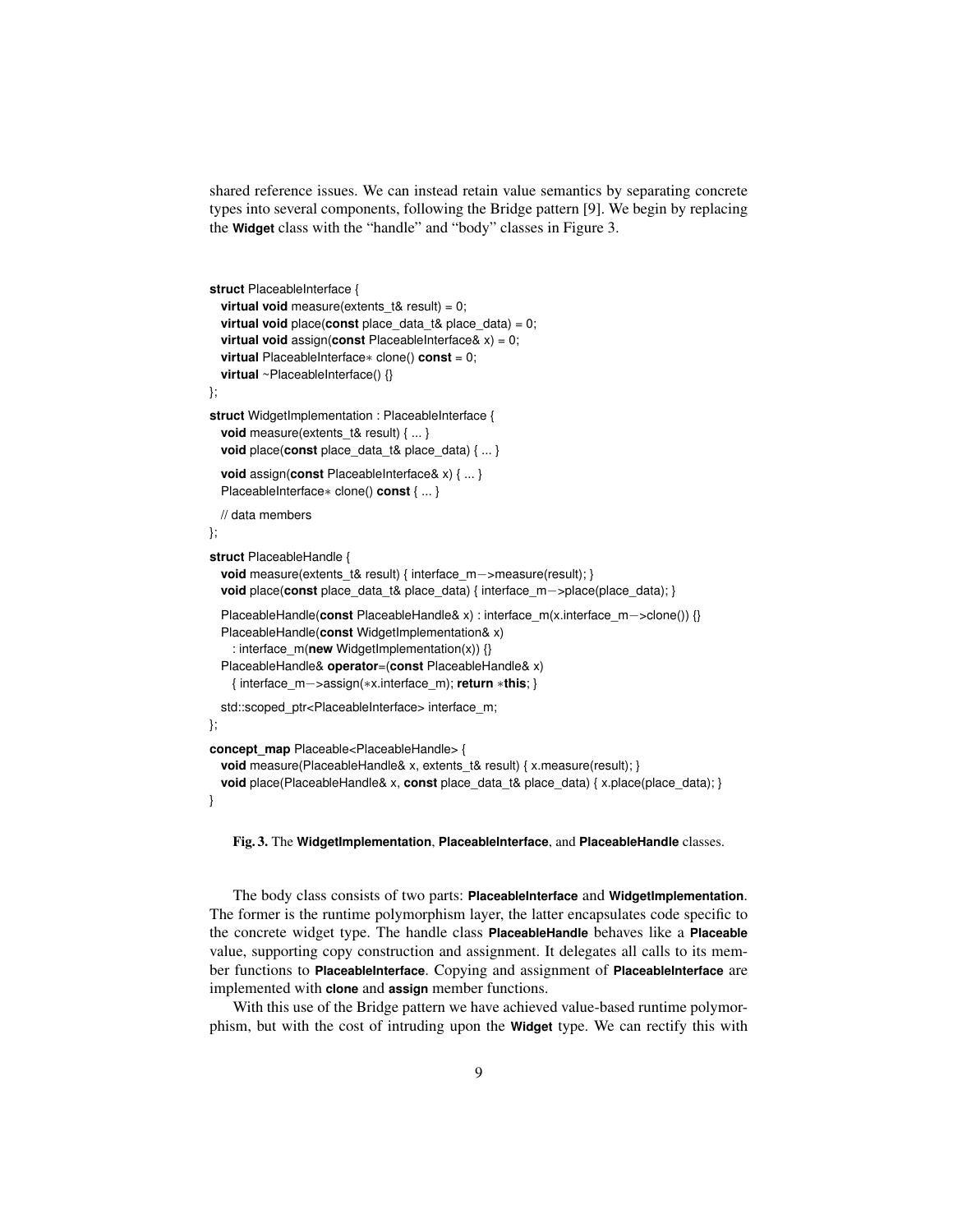shared reference issues. We can instead retain value semantics by separating concrete types into several components, following the Bridge pattern [9]. We begin by replacing the **Widget** class with the "handle" and "body" classes in Figure 3.

```
struct PlaceableInterface {
  virtual void measure(extents_t& result) = 0;
  virtual void place(const place_data_t& place_data) = 0;
  virtual void assign(const PlaceableInterface& x) = 0;
  virtual PlaceableInterface* clone() const = 0;
  virtual ~PlaceableInterface() {}
};

struct WidgetImplementation : PlaceableInterface {
  void measure(extents_t& result) { ... }
  void place(const place_data_t& place_data) { ... }

  void assign(const PlaceableInterface& x) { ... }
  PlaceableInterface* clone() const { ... }

  // data members
};

struct PlaceableHandle {
  void measure(extents_t& result) { interface_m->measure(result); }
  void place(const place_data_t& place_data) { interface_m->place(place_data); }

  PlaceableHandle(const PlaceableHandle& x) : interface_m(x.interface_m->clone()) {}
  PlaceableHandle(const WidgetImplementation& x)
    : interface_m(new WidgetImplementation(x)) {}
  PlaceableHandle& operator=(const PlaceableHandle& x)
    { interface_m->assign(*x.interface_m); return *this; }

  std::scoped_ptr<PlaceableInterface> interface_m;
};

concept_map Placeable<PlaceableHandle> {
  void measure(PlaceableHandle& x, extents_t& result) { x.measure(result); }
  void place(PlaceableHandle& x, const place_data_t& place_data) { x.place(place_data); }
}
```

**Fig. 3.** The **WidgetImplementation**, **PlaceableInterface**, and **PlaceableHandle** classes.

The body class consists of two parts: **PlaceableInterface** and **WidgetImplementation**. The former is the runtime polymorphism layer, the latter encapsulates code specific to the concrete widget type. The handle class **PlaceableHandle** behaves like a **Placeable** value, supporting copy construction and assignment. It delegates all calls to its member functions to **PlaceableInterface**. Copying and assignment of **PlaceableInterface** are implemented with **clone** and **assign** member functions.

With this use of the Bridge pattern we have achieved value-based runtime polymorphism, but with the cost of intruding upon the **Widget** type. We can rectify this with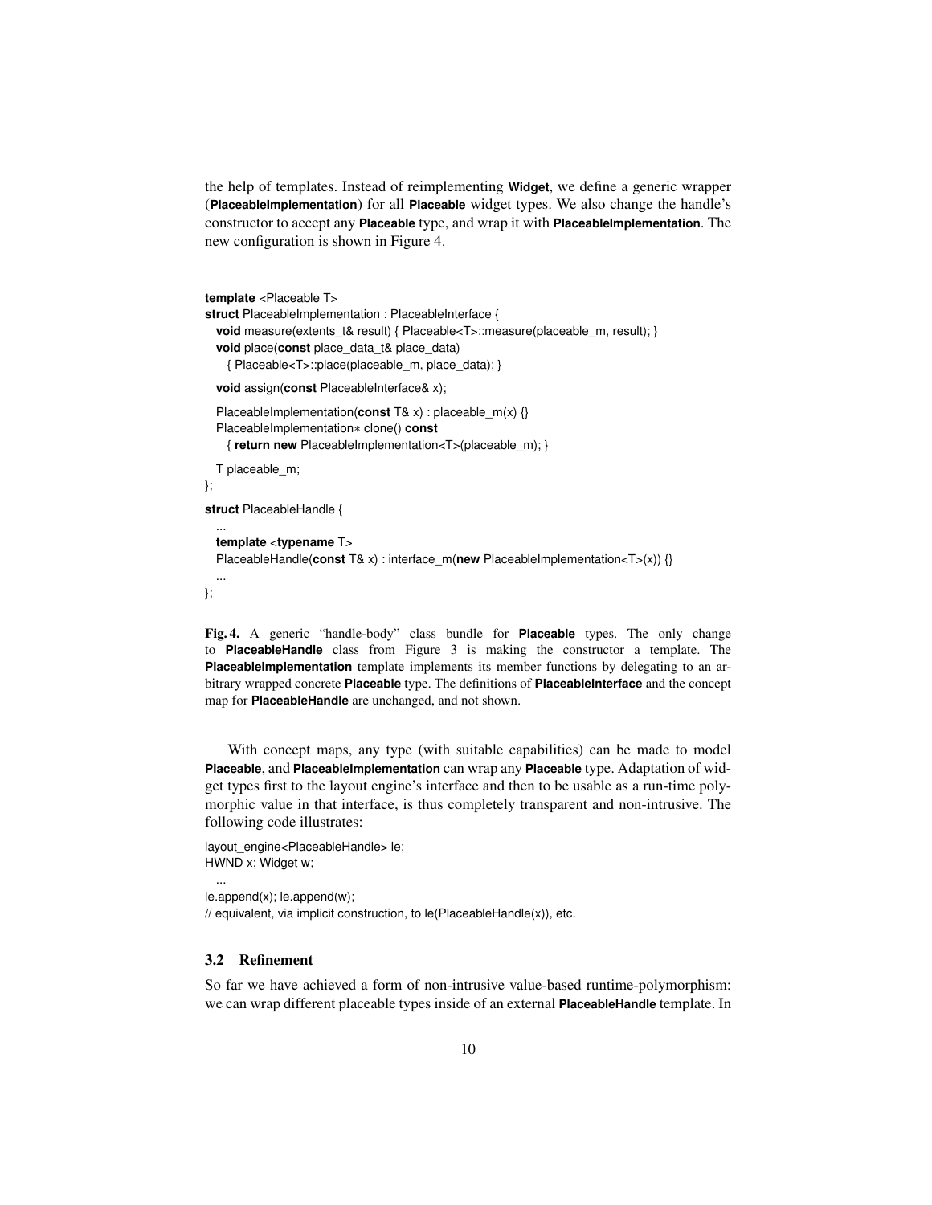the help of templates. Instead of reimplementing **Widget**, we define a generic wrapper (**PlaceableImplementation**) for all **Placeable** widget types. We also change the handle's constructor to accept any **Placeable** type, and wrap it with **PlaceableImplementation**. The new configuration is shown in Figure 4.

```
template <Placeable T>
struct PlaceableImplementation : PlaceableInterface {
  void measure(extents_t& result) { Placeable<T>::measure(placeable_m, result); }
  void place(const place_data_t& place_data)
    { Placeable<T>::place(placeable_m, place_data); }

  void assign(const PlaceableInterface& x);

  PlaceableImplementation(const T& x) : placeable_m(x) {}
  PlaceableImplementation* clone() const
    { return new PlaceableImplementation<T>(placeable_m); }

  T placeable_m;
};

struct PlaceableHandle {
  ...
  template <typename T>
  PlaceableHandle(const T& x) : interface_m(new PlaceableImplementation<T>(x)) {}
  ...
};
```

**Fig. 4.** A generic "handle-body" class bundle for **Placeable** types. The only change to **PlaceableHandle** class from Figure 3 is making the constructor a template. The **PlaceableImplementation** template implements its member functions by delegating to an arbitrary wrapped concrete **Placeable** type. The definitions of **PlaceableInterface** and the concept map for **PlaceableHandle** are unchanged, and not shown.

With concept maps, any type (with suitable capabilities) can be made to model **Placeable**, and **PlaceableImplementation** can wrap any **Placeable** type. Adaptation of widget types first to the layout engine's interface and then to be usable as a run-time polymorphic value in that interface, is thus completely transparent and non-intrusive. The following code illustrates:

```
layout_engine<PlaceableHandle> le;
HWND x; Widget w;
  ...
le.append(x); le.append(w);
// equivalent, via implicit construction, to le(PlaceableHandle(x)), etc.
```

### 3.2 Refinement

So far we have achieved a form of non-intrusive value-based runtime-polymorphism: we can wrap different placeable types inside of an external **PlaceableHandle** template. In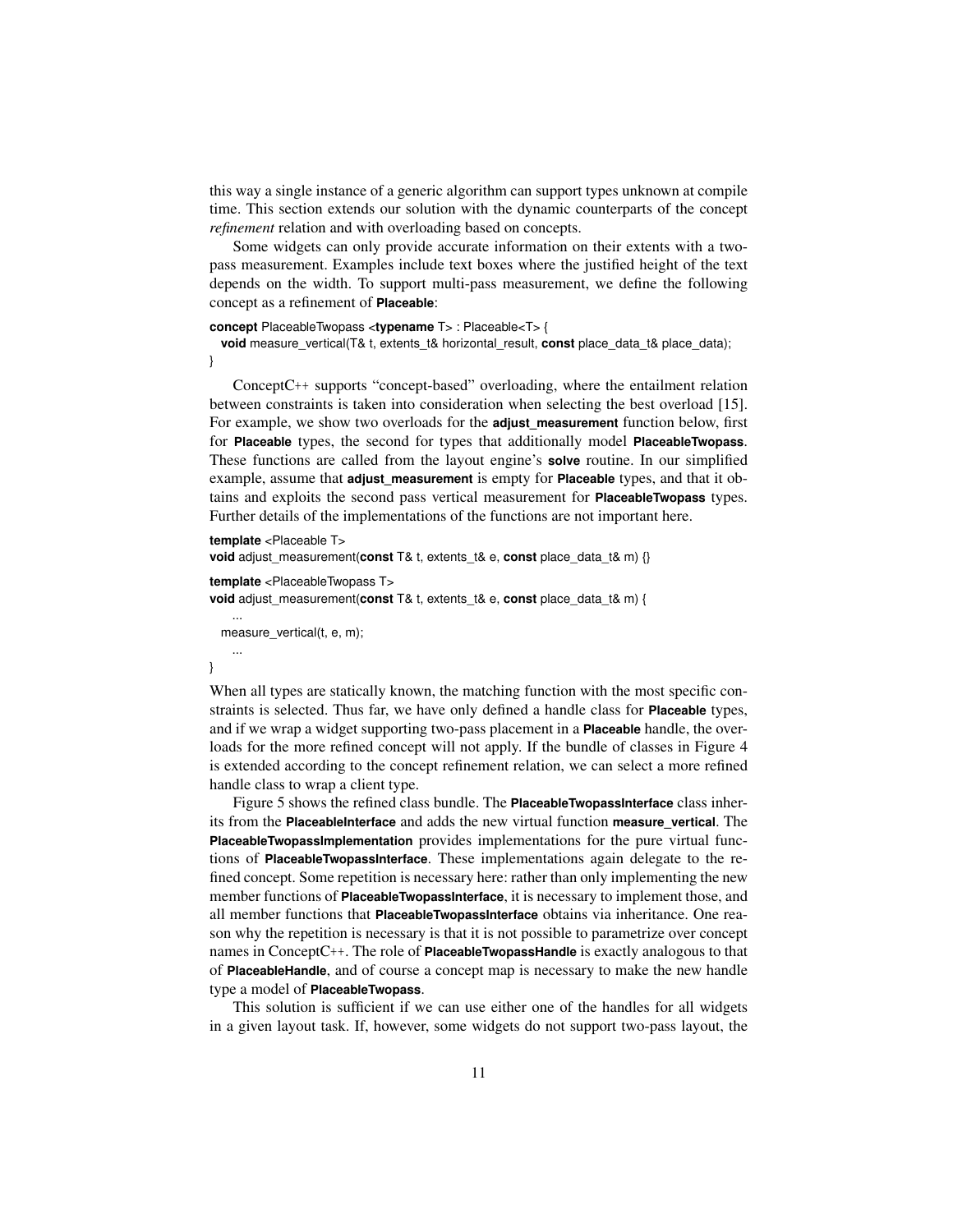this way a single instance of a generic algorithm can support types unknown at compile time. This section extends our solution with the dynamic counterparts of the concept *refinement* relation and with overloading based on concepts.

Some widgets can only provide accurate information on their extents with a two-pass measurement. Examples include text boxes where the justified height of the text depends on the width. To support multi-pass measurement, we define the following concept as a refinement of **Placeable**:

```
concept PlaceableTwopass <typename T> : Placeable<T> {
  void measure_vertical(T& t, extents_t& horizontal_result, const place_data_t& place_data);
}
```

ConceptC++ supports "concept-based" overloading, where the entailment relation between constraints is taken into consideration when selecting the best overload [15]. For example, we show two overloads for the **adjust_measurement** function below, first for **Placeable** types, the second for types that additionally model **PlaceableTwopass**. These functions are called from the layout engine's **solve** routine. In our simplified example, assume that **adjust_measurement** is empty for **Placeable** types, and that it obtains and exploits the second pass vertical measurement for **PlaceableTwopass** types. Further details of the implementations of the functions are not important here.

```
template <Placeable T>
void adjust_measurement(const T& t, extents_t& e, const place_data_t& m) {}

template <PlaceableTwopass T>
void adjust_measurement(const T& t, extents_t& e, const place_data_t& m) {
    ...
  measure_vertical(t, e, m);
    ...
}
```

When all types are statically known, the matching function with the most specific constraints is selected. Thus far, we have only defined a handle class for **Placeable** types, and if we wrap a widget supporting two-pass placement in a **Placeable** handle, the overloads for the more refined concept will not apply. If the bundle of classes in Figure 4 is extended according to the concept refinement relation, we can select a more refined handle class to wrap a client type.

Figure 5 shows the refined class bundle. The **PlaceableTwopassInterface** class inherits from the **PlaceableInterface** and adds the new virtual function **measure_vertical**. The **PlaceableTwopassImplementation** provides implementations for the pure virtual functions of **PlaceableTwopassInterface**. These implementations again delegate to the refined concept. Some repetition is necessary here: rather than only implementing the new member functions of **PlaceableTwopassInterface**, it is necessary to implement those, and all member functions that **PlaceableTwopassInterface** obtains via inheritance. One reason why the repetition is necessary is that it is not possible to parametrize over concept names in ConceptC++. The role of **PlaceableTwopassHandle** is exactly analogous to that of **PlaceableHandle**, and of course a concept map is necessary to make the new handle type a model of **PlaceableTwopass**.

This solution is sufficient if we can use either one of the handles for all widgets in a given layout task. If, however, some widgets do not support two-pass layout, the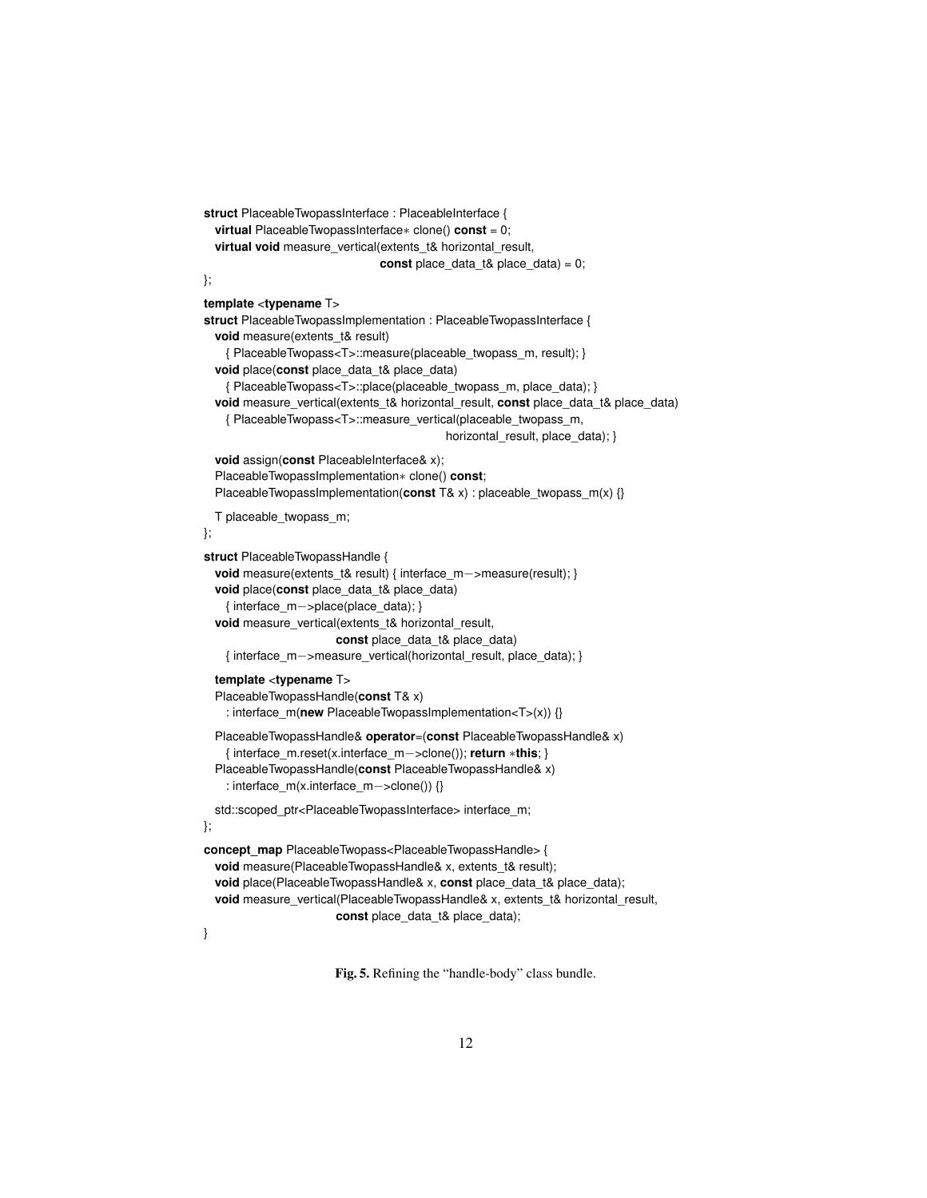```
struct PlaceableTwopassInterface : PlaceableInterface {
  virtual PlaceableTwopassInterface* clone() const = 0;
  virtual void measure_vertical(extents_t& horizontal_result,
                                const place_data_t& place_data) = 0;
};

template <typename T>
struct PlaceableTwopassImplementation : PlaceableTwopassInterface {
  void measure(extents_t& result)
    { PlaceableTwopass<T>::measure(placeable_twopass_m, result); }
  void place(const place_data_t& place_data)
    { PlaceableTwopass<T>::place(placeable_twopass_m, place_data); }
  void measure_vertical(extents_t& horizontal_result, const place_data_t& place_data)
    { PlaceableTwopass<T>::measure_vertical(placeable_twopass_m,
                                            horizontal_result, place_data); }

  void assign(const PlaceableInterface& x);
  PlaceableTwopassImplementation* clone() const;
  PlaceableTwopassImplementation(const T& x) : placeable_twopass_m(x) {}

  T placeable_twopass_m;
};

struct PlaceableTwopassHandle {
  void measure(extents_t& result) { interface_m->measure(result); }
  void place(const place_data_t& place_data)
    { interface_m->place(place_data); }
  void measure_vertical(extents_t& horizontal_result,
                        const place_data_t& place_data)
    { interface_m->measure_vertical(horizontal_result, place_data); }

  template <typename T>
  PlaceableTwopassHandle(const T& x)
    : interface_m(new PlaceableTwopassImplementation<T>(x)) {}

  PlaceableTwopassHandle& operator=(const PlaceableTwopassHandle& x)
    { interface_m.reset(x.interface_m->clone()); return *this; }
  PlaceableTwopassHandle(const PlaceableTwopassHandle& x)
    : interface_m(x.interface_m->clone()) {}

  std::scoped_ptr<PlaceableTwopassInterface> interface_m;
};

concept_map PlaceableTwopass<PlaceableTwopassHandle> {
  void measure(PlaceableTwopassHandle& x, extents_t& result);
  void place(PlaceableTwopassHandle& x, const place_data_t& place_data);
  void measure_vertical(PlaceableTwopassHandle& x, extents_t& horizontal_result,
                        const place_data_t& place_data);
}
```

**Fig. 5.** Refining the "handle-body" class bundle.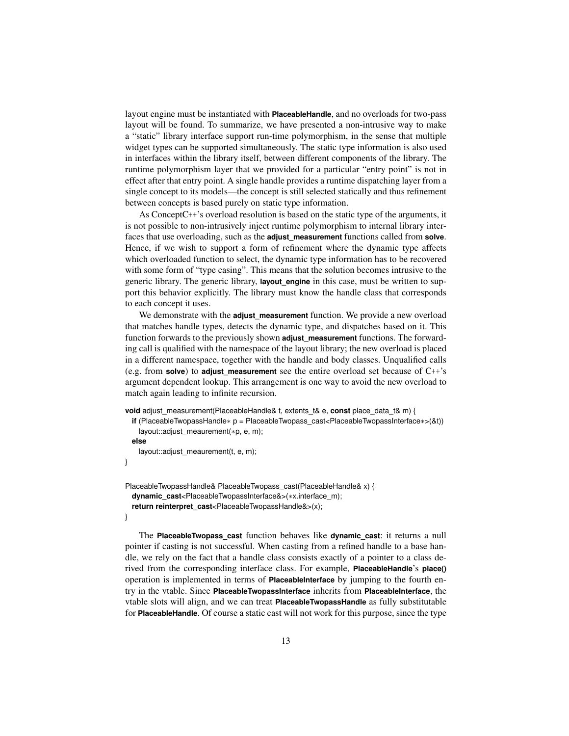layout engine must be instantiated with **PlaceableHandle**, and no overloads for two-pass layout will be found. To summarize, we have presented a non-intrusive way to make a "static" library interface support run-time polymorphism, in the sense that multiple widget types can be supported simultaneously. The static type information is also used in interfaces within the library itself, between different components of the library. The runtime polymorphism layer that we provided for a particular "entry point" is not in effect after that entry point. A single handle provides a runtime dispatching layer from a single concept to its models—the concept is still selected statically and thus refinement between concepts is based purely on static type information.

As ConceptC++'s overload resolution is based on the static type of the arguments, it is not possible to non-intrusively inject runtime polymorphism to internal library interfaces that use overloading, such as the **adjust_measurement** functions called from **solve**. Hence, if we wish to support a form of refinement where the dynamic type affects which overloaded function to select, the dynamic type information has to be recovered with some form of "type casing". This means that the solution becomes intrusive to the generic library. The generic library, **layout_engine** in this case, must be written to support this behavior explicitly. The library must know the handle class that corresponds to each concept it uses.

We demonstrate with the **adjust_measurement** function. We provide a new overload that matches handle types, detects the dynamic type, and dispatches based on it. This function forwards to the previously shown **adjust_measurement** functions. The forwarding call is qualified with the namespace of the layout library; the new overload is placed in a different namespace, together with the handle and body classes. Unqualified calls (e.g. from **solve**) to **adjust_measurement** see the entire overload set because of C++'s argument dependent lookup. This arrangement is one way to avoid the new overload to match again leading to infinite recursion.

```
void adjust_measurement(PlaceableHandle& t, extents_t& e, const place_data_t& m) {
  if (PlaceableTwopassHandle* p = PlaceableTwopass_cast<PlaceableTwopassInterface*>(&t))
    layout::adjust_meaurement(*p, e, m);
  else
    layout::adjust_meaurement(t, e, m);
}

PlaceableTwopassHandle& PlaceableTwopass_cast(PlaceableHandle& x) {
  dynamic_cast<PlaceableTwopassInterface&>(*x.interface_m);
  return reinterpret_cast<PlaceableTwopassHandle&>(x);
}
```

The **PlaceableTwopass_cast** function behaves like **dynamic_cast**: it returns a null pointer if casting is not successful. When casting from a refined handle to a base handle, we rely on the fact that a handle class consists exactly of a pointer to a class derived from the corresponding interface class. For example, **PlaceableHandle**'s **place()** operation is implemented in terms of **PlaceableInterface** by jumping to the fourth entry in the vtable. Since **PlaceableTwopassInterface** inherits from **PlaceableInterface**, the vtable slots will align, and we can treat **PlaceableTwopassHandle** as fully substitutable for **PlaceableHandle**. Of course a static cast will not work for this purpose, since the type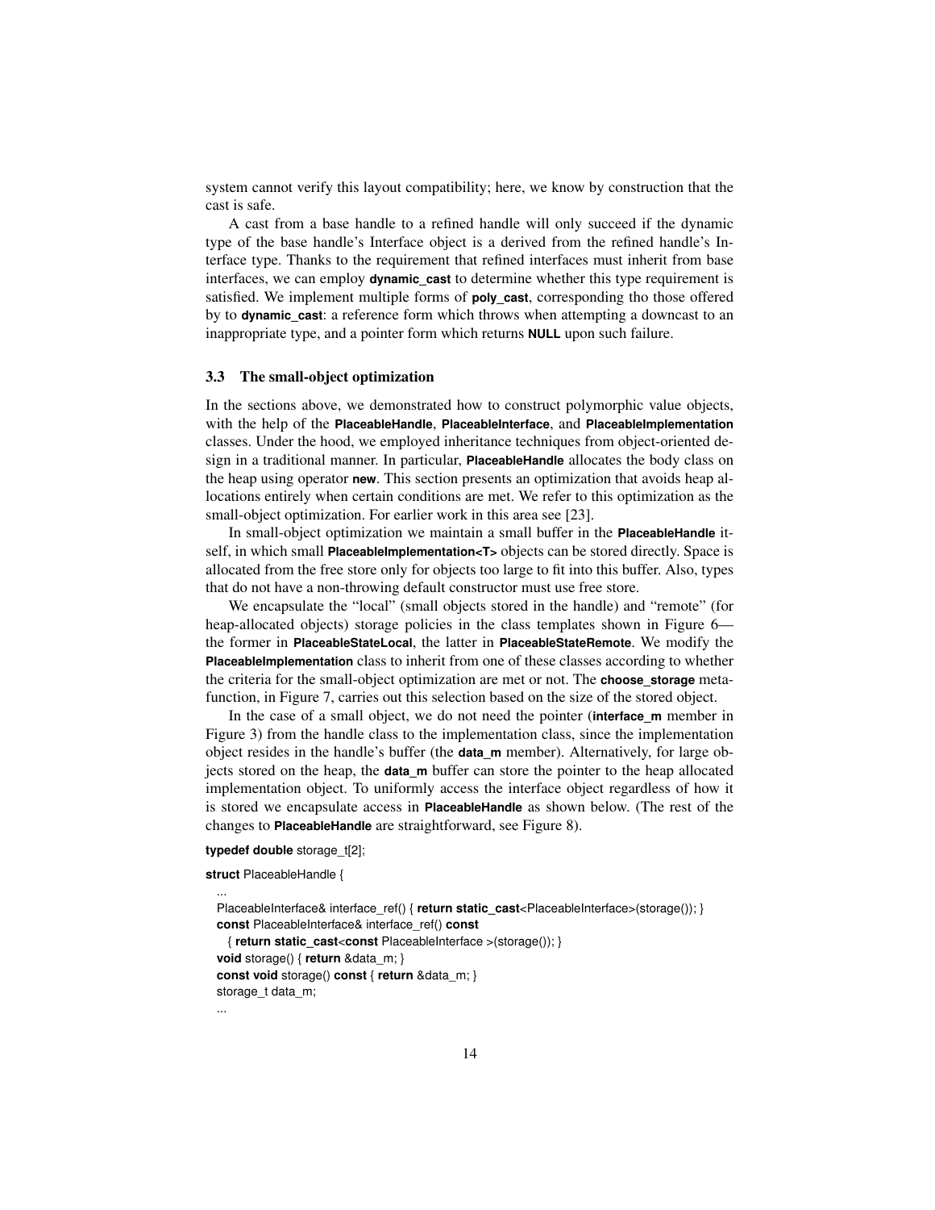system cannot verify this layout compatibility; here, we know by construction that the cast is safe.

A cast from a base handle to a refined handle will only succeed if the dynamic type of the base handle's Interface object is a derived from the refined handle's Interface type. Thanks to the requirement that refined interfaces must inherit from base interfaces, we can employ **dynamic_cast** to determine whether this type requirement is satisfied. We implement multiple forms of **poly_cast**, corresponding tho those offered by to **dynamic_cast**: a reference form which throws when attempting a downcast to an inappropriate type, and a pointer form which returns **NULL** upon such failure.

### 3.3 The small-object optimization

In the sections above, we demonstrated how to construct polymorphic value objects, with the help of the **PlaceableHandle**, **PlaceableInterface**, and **PlaceableImplementation** classes. Under the hood, we employed inheritance techniques from object-oriented design in a traditional manner. In particular, **PlaceableHandle** allocates the body class on the heap using operator **new**. This section presents an optimization that avoids heap allocations entirely when certain conditions are met. We refer to this optimization as the small-object optimization. For earlier work in this area see [23].

In small-object optimization we maintain a small buffer in the **PlaceableHandle** itself, in which small **PlaceableImplementation<T>** objects can be stored directly. Space is allocated from the free store only for objects too large to fit into this buffer. Also, types that do not have a non-throwing default constructor must use free store.

We encapsulate the "local" (small objects stored in the handle) and "remote" (for heap-allocated objects) storage policies in the class templates shown in Figure 6—the former in **PlaceableStateLocal**, the latter in **PlaceableStateRemote**. We modify the **PlaceableImplementation** class to inherit from one of these classes according to whether the criteria for the small-object optimization are met or not. The **choose_storage** metafunction, in Figure 7, carries out this selection based on the size of the stored object.

In the case of a small object, we do not need the pointer (**interface_m** member in Figure 3) from the handle class to the implementation class, since the implementation object resides in the handle's buffer (the **data_m** member). Alternatively, for large objects stored on the heap, the **data_m** buffer can store the pointer to the heap allocated implementation object. To uniformly access the interface object regardless of how it is stored we encapsulate access in **PlaceableHandle** as shown below. (The rest of the changes to **PlaceableHandle** are straightforward, see Figure 8).

```
typedef double storage_t[2];

struct PlaceableHandle {
  ...
  PlaceableInterface& interface_ref() { return static_cast<PlaceableInterface>(storage()); }
  const PlaceableInterface& interface_ref() const
    { return static_cast<const PlaceableInterface >(storage()); }
  void storage() { return &data_m; }
  const void storage() const { return &data_m; }
  storage_t data_m;
  ...
```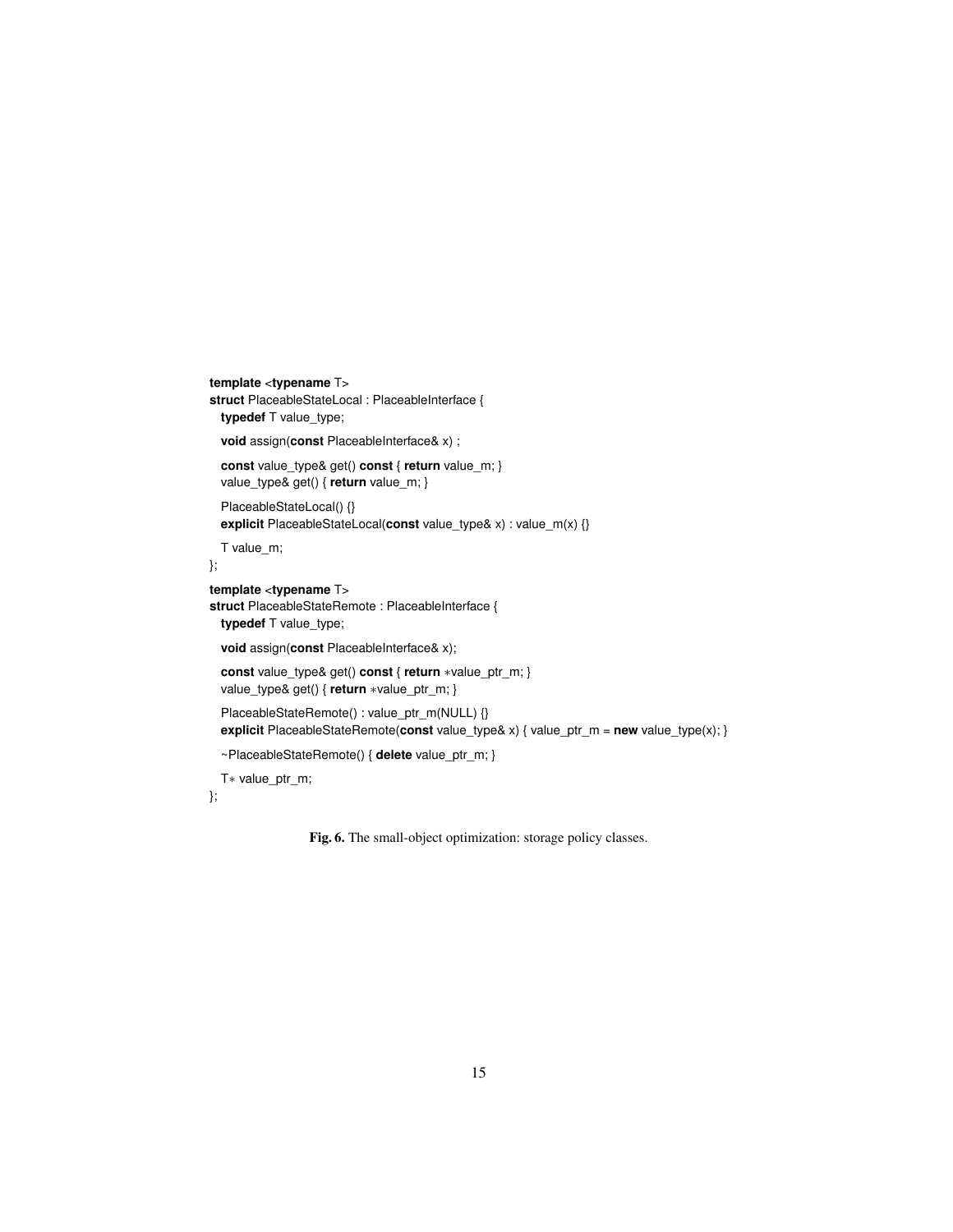```
template <typename T>
struct PlaceableStateLocal : PlaceableInterface {
  typedef T value_type;

  void assign(const PlaceableInterface& x) ;

  const value_type& get() const { return value_m; }
  value_type& get() { return value_m; }

  PlaceableStateLocal() {}
  explicit PlaceableStateLocal(const value_type& x) : value_m(x) {}

  T value_m;
};

template <typename T>
struct PlaceableStateRemote : PlaceableInterface {
  typedef T value_type;

  void assign(const PlaceableInterface& x);

  const value_type& get() const { return *value_ptr_m; }
  value_type& get() { return *value_ptr_m; }

  PlaceableStateRemote() : value_ptr_m(NULL) {}
  explicit PlaceableStateRemote(const value_type& x) { value_ptr_m = new value_type(x); }

  ~PlaceableStateRemote() { delete value_ptr_m; }

  T* value_ptr_m;
};
```

**Fig. 6.** The small-object optimization: storage policy classes.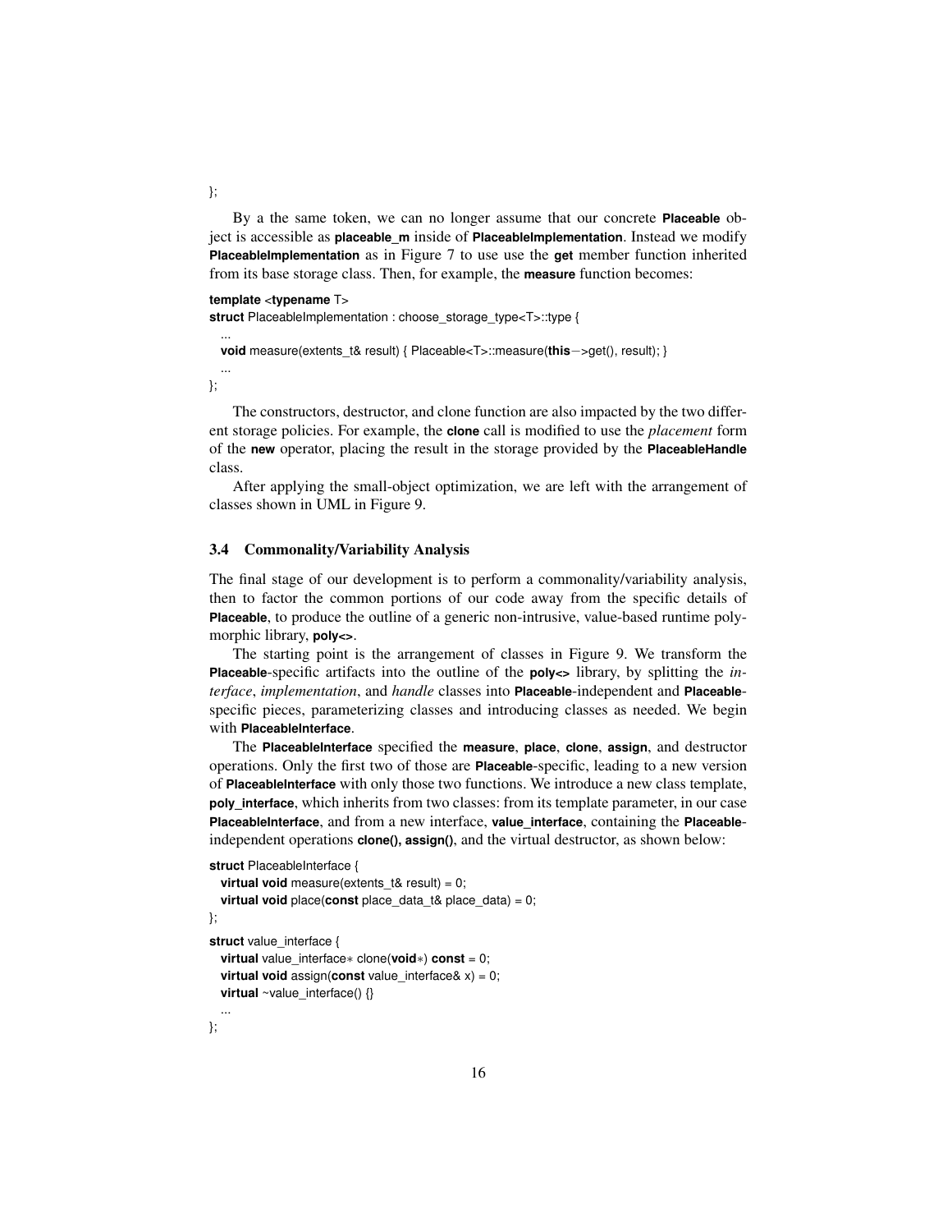```
};
```

By a the same token, we can no longer assume that our concrete **Placeable** object is accessible as **placeable_m** inside of **PlaceableImplementation**. Instead we modify **PlaceableImplementation** as in Figure 7 to use use the **get** member function inherited from its base storage class. Then, for example, the **measure** function becomes:

```
template <typename T>
struct PlaceableImplementation : choose_storage_type<T>::type {
  ...
  void measure(extents_t& result) { Placeable<T>::measure(this−>get(), result); }
  ...
};
```

The constructors, destructor, and clone function are also impacted by the two different storage policies. For example, the **clone** call is modified to use the *placement* form of the **new** operator, placing the result in the storage provided by the **PlaceableHandle** class.

After applying the small-object optimization, we are left with the arrangement of classes shown in UML in Figure 9.

### 3.4 Commonality/Variability Analysis

The final stage of our development is to perform a commonality/variability analysis, then to factor the common portions of our code away from the specific details of **Placeable**, to produce the outline of a generic non-intrusive, value-based runtime polymorphic library, **poly<>**.

The starting point is the arrangement of classes in Figure 9. We transform the **Placeable**-specific artifacts into the outline of the **poly<>** library, by splitting the *interface*, *implementation*, and *handle* classes into **Placeable**-independent and **Placeable**-specific pieces, parameterizing classes and introducing classes as needed. We begin with **PlaceableInterface**.

The **PlaceableInterface** specified the **measure**, **place**, **clone**, **assign**, and destructor operations. Only the first two of those are **Placeable**-specific, leading to a new version of **PlaceableInterface** with only those two functions. We introduce a new class template, **poly_interface**, which inherits from two classes: from its template parameter, in our case **PlaceableInterface**, and from a new interface, **value_interface**, containing the **Placeable**-independent operations **clone(), assign()**, and the virtual destructor, as shown below:

```
struct PlaceableInterface {
  virtual void measure(extents_t& result) = 0;
  virtual void place(const place_data_t& place_data) = 0;
};
struct value_interface {
  virtual value_interface∗ clone(void∗) const = 0;
  virtual void assign(const value_interface& x) = 0;
  virtual ~value_interface() {}
  ...
};
```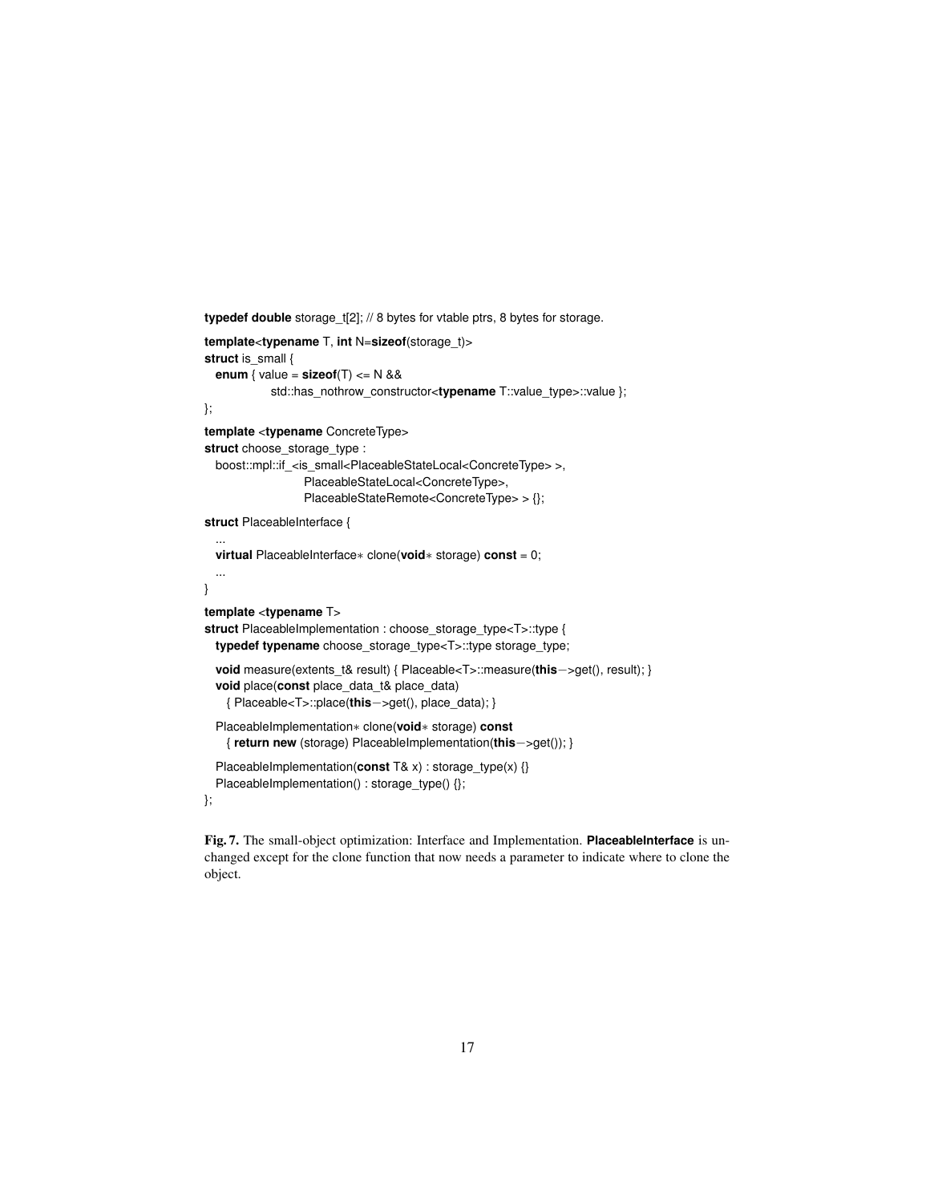```cpp
typedef double storage_t[2]; // 8 bytes for vtable ptrs, 8 bytes for storage.

template<typename T, int N=sizeof(storage_t)>
struct is_small {
  enum { value = sizeof(T) <= N &&
              std::has_nothrow_constructor<typename T::value_type>::value };
};

template <typename ConcreteType>
struct choose_storage_type :
  boost::mpl::if_<is_small<PlaceableStateLocal<ConcreteType> >,
                  PlaceableStateLocal<ConcreteType>,
                  PlaceableStateRemote<ConcreteType> > {};

struct PlaceableInterface {
  ...
  virtual PlaceableInterface* clone(void* storage) const = 0;
  ...
}

template <typename T>
struct PlaceableImplementation : choose_storage_type<T>::type {
  typedef typename choose_storage_type<T>::type storage_type;

  void measure(extents_t& result) { Placeable<T>::measure(this->get(), result); }
  void place(const place_data_t& place_data)
    { Placeable<T>::place(this->get(), place_data); }

  PlaceableImplementation* clone(void* storage) const
    { return new (storage) PlaceableImplementation(this->get()); }

  PlaceableImplementation(const T& x) : storage_type(x) {}
  PlaceableImplementation() : storage_type() {};
};
```

**Fig. 7.** The small-object optimization: Interface and Implementation. **PlaceableInterface** is unchanged except for the clone function that now needs a parameter to indicate where to clone the object.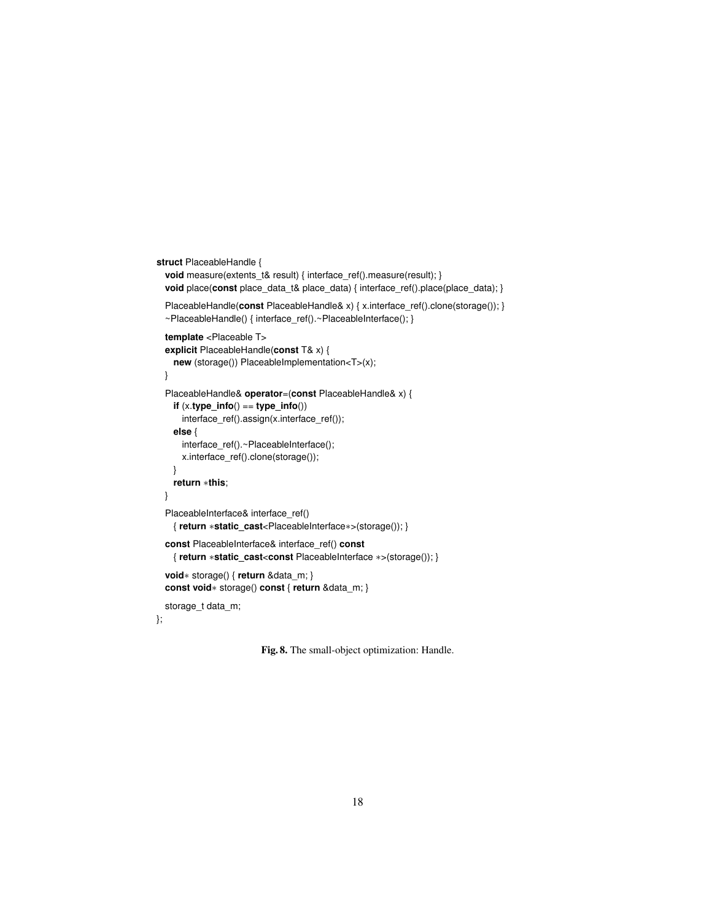```
struct PlaceableHandle {
  void measure(extents_t& result) { interface_ref().measure(result); }
  void place(const place_data_t& place_data) { interface_ref().place(place_data); }

  PlaceableHandle(const PlaceableHandle& x) { x.interface_ref().clone(storage()); }
  ~PlaceableHandle() { interface_ref().~PlaceableInterface(); }

  template <Placeable T>
  explicit PlaceableHandle(const T& x) {
    new (storage()) PlaceableImplementation<T>(x);
  }

  PlaceableHandle& operator=(const PlaceableHandle& x) {
    if (x.type_info() == type_info())
      interface_ref().assign(x.interface_ref());
    else {
      interface_ref().~PlaceableInterface();
      x.interface_ref().clone(storage());
    }
    return *this;
  }

  PlaceableInterface& interface_ref()
    { return *static_cast<PlaceableInterface*>(storage()); }

  const PlaceableInterface& interface_ref() const
    { return *static_cast<const PlaceableInterface *>(storage()); }

  void* storage() { return &data_m; }
  const void* storage() const { return &data_m; }

  storage_t data_m;
};
```

**Fig. 8.** The small-object optimization: Handle.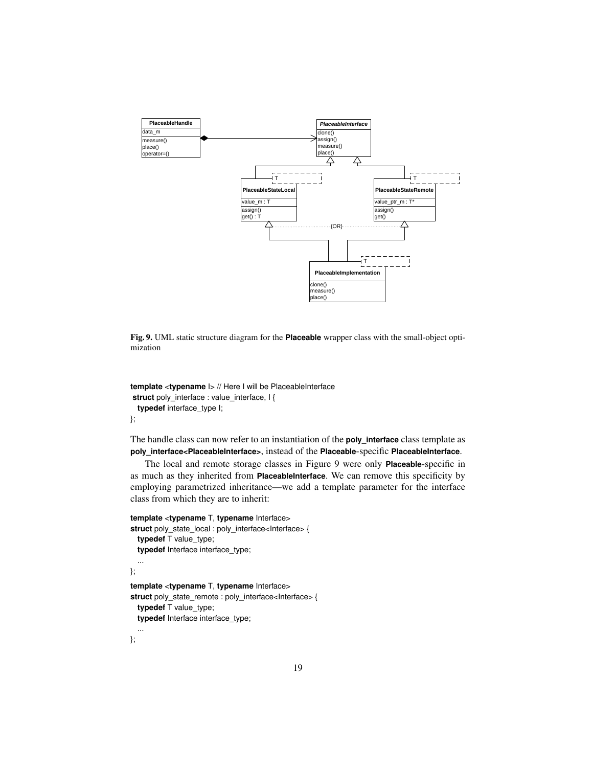Fig. 9. UML static structure diagram for the **Placeable** wrapper class with the small-object optimization

```
template <typename I> // Here I will be PlaceableInterface
 struct poly_interface : value_interface, I {
  typedef interface_type I;
};
```

The handle class can now refer to an instantiation of the **poly_interface** class template as **poly_interface<PlaceableInterface>**, instead of the **Placeable**-specific **PlaceableInterface**.

The local and remote storage classes in Figure 9 were only **Placeable**-specific in as much as they inherited from **PlaceableInterface**. We can remove this specificity by employing parametrized inheritance—we add a template parameter for the interface class from which they are to inherit:

```
template <typename T, typename Interface>
struct poly_state_local : poly_interface<Interface> {
  typedef T value_type;
  typedef Interface interface_type;
  ...
};
template <typename T, typename Interface>
struct poly_state_remote : poly_interface<Interface> {
  typedef T value_type;
  typedef Interface interface_type;
  ...
};
```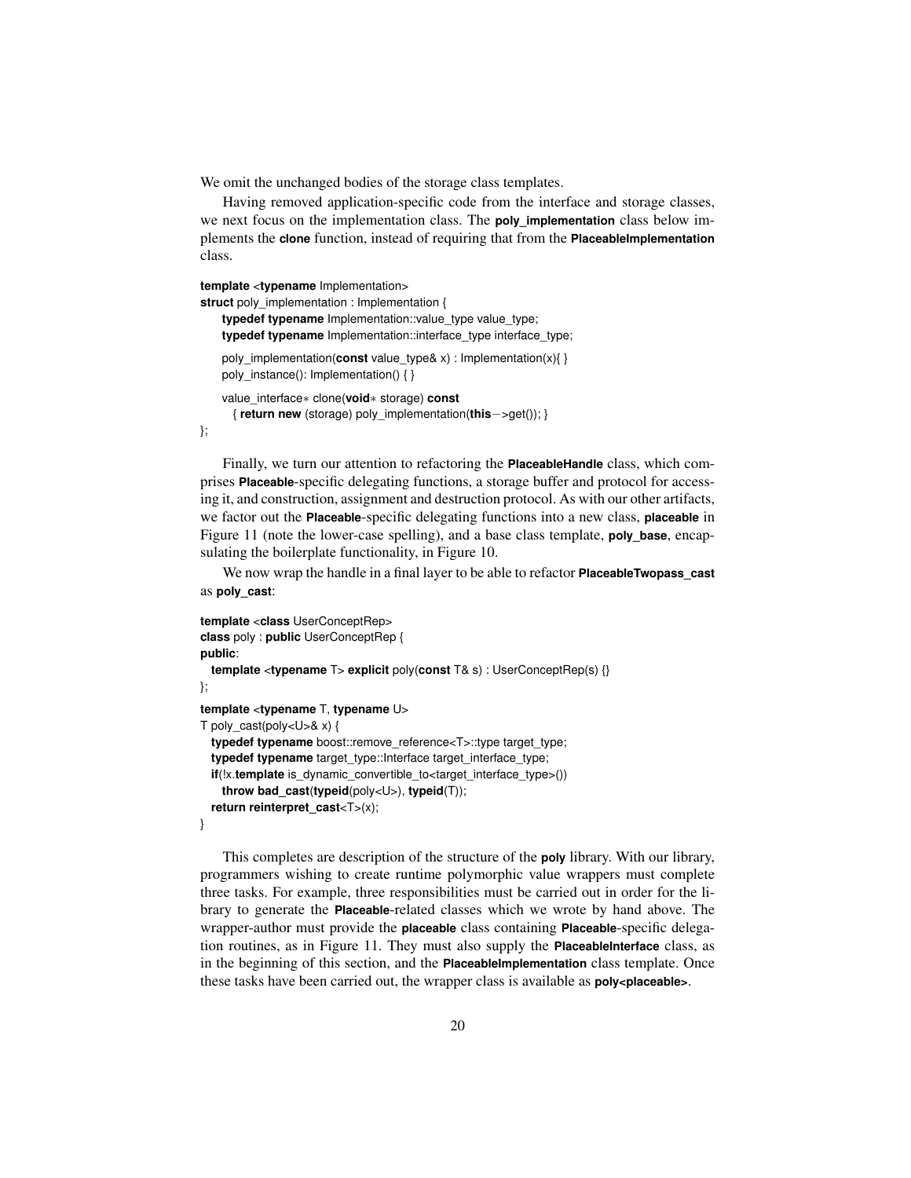We omit the unchanged bodies of the storage class templates.

Having removed application-specific code from the interface and storage classes, we next focus on the implementation class. The **poly_implementation** class below implements the **clone** function, instead of requiring that from the **PlaceableImplementation** class.

```
template <typename Implementation>
struct poly_implementation : Implementation {
    typedef typename Implementation::value_type value_type;
    typedef typename Implementation::interface_type interface_type;

    poly_implementation(const value_type& x) : Implementation(x){ }
    poly_instance(): Implementation() { }

    value_interface* clone(void* storage) const
      { return new (storage) poly_implementation(this->get()); }
};
```

Finally, we turn our attention to refactoring the **PlaceableHandle** class, which comprises **Placeable**-specific delegating functions, a storage buffer and protocol for accessing it, and construction, assignment and destruction protocol. As with our other artifacts, we factor out the **Placeable**-specific delegating functions into a new class, **placeable** in Figure 11 (note the lower-case spelling), and a base class template, **poly_base**, encapsulating the boilerplate functionality, in Figure 10.

We now wrap the handle in a final layer to be able to refactor **PlaceableTwopass_cast** as **poly_cast**:

```
template <class UserConceptRep>
class poly : public UserConceptRep {
public:
  template <typename T> explicit poly(const T& s) : UserConceptRep(s) {}
};

template <typename T, typename U>
T poly_cast(poly<U>& x) {
  typedef typename boost::remove_reference<T>::type target_type;
  typedef typename target_type::Interface target_interface_type;
  if(!x.template is_dynamic_convertible_to<target_interface_type>())
    throw bad_cast(typeid(poly<U>), typeid(T));
  return reinterpret_cast<T>(x);
}
```

This completes are description of the structure of the **poly** library. With our library, programmers wishing to create runtime polymorphic value wrappers must complete three tasks. For example, three responsibilities must be carried out in order for the library to generate the **Placeable**-related classes which we wrote by hand above. The wrapper-author must provide the **placeable** class containing **Placeable**-specific delegation routines, as in Figure 11. They must also supply the **PlaceableInterface** class, as in the beginning of this section, and the **PlaceableImplementation** class template. Once these tasks have been carried out, the wrapper class is available as **poly<placeable>**.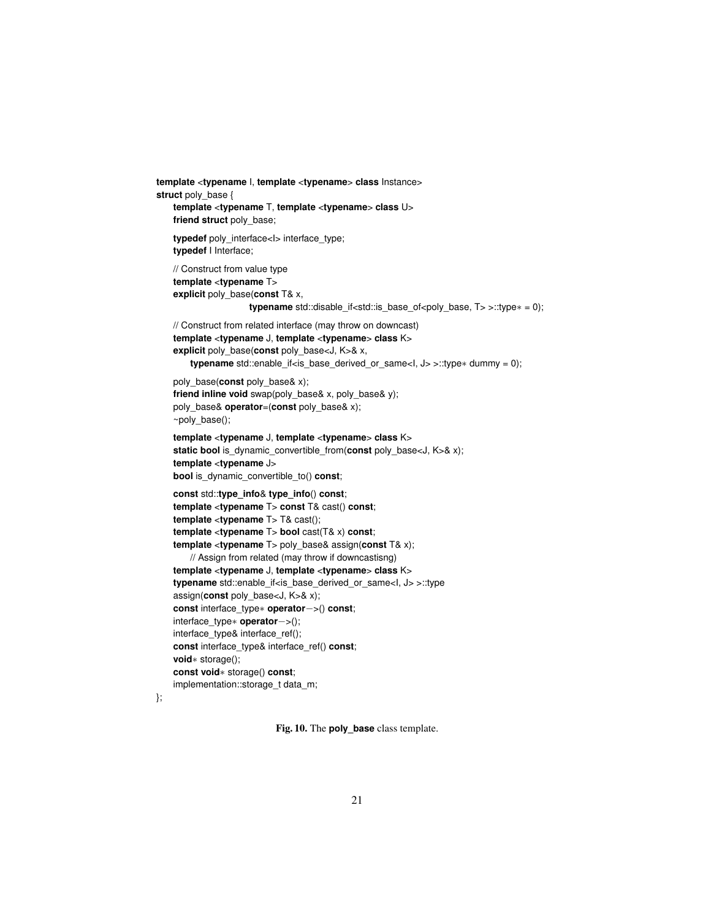```
template <typename I, template <typename> class Instance>
struct poly_base {
    template <typename T, template <typename> class U>
    friend struct poly_base;

    typedef poly_interface<I> interface_type;
    typedef I Interface;

    // Construct from value type
    template <typename T>
    explicit poly_base(const T& x,
                       typename std::disable_if<std::is_base_of<poly_base, T> >::type* = 0);

    // Construct from related interface (may throw on downcast)
    template <typename J, template <typename> class K>
    explicit poly_base(const poly_base<J, K>& x,
        typename std::enable_if<is_base_derived_or_same<I, J> >::type* dummy = 0);

    poly_base(const poly_base& x);
    friend inline void swap(poly_base& x, poly_base& y);
    poly_base& operator=(const poly_base& x);
    ~poly_base();

    template <typename J, template <typename> class K>
    static bool is_dynamic_convertible_from(const poly_base<J, K>& x);
    template <typename J>
    bool is_dynamic_convertible_to() const;

    const std::type_info& type_info() const;
    template <typename T> const T& cast() const;
    template <typename T> T& cast();
    template <typename T> bool cast(T& x) const;
    template <typename T> poly_base& assign(const T& x);
        // Assign from related (may throw if downcastisng)
    template <typename J, template <typename> class K>
    typename std::enable_if<is_base_derived_or_same<I, J> >::type
    assign(const poly_base<J, K>& x);
    const interface_type* operator->() const;
    interface_type* operator->();
    interface_type& interface_ref();
    const interface_type& interface_ref() const;
    void* storage();
    const void* storage() const;
    implementation::storage_t data_m;
};
```

**Fig. 10.** The **poly_base** class template.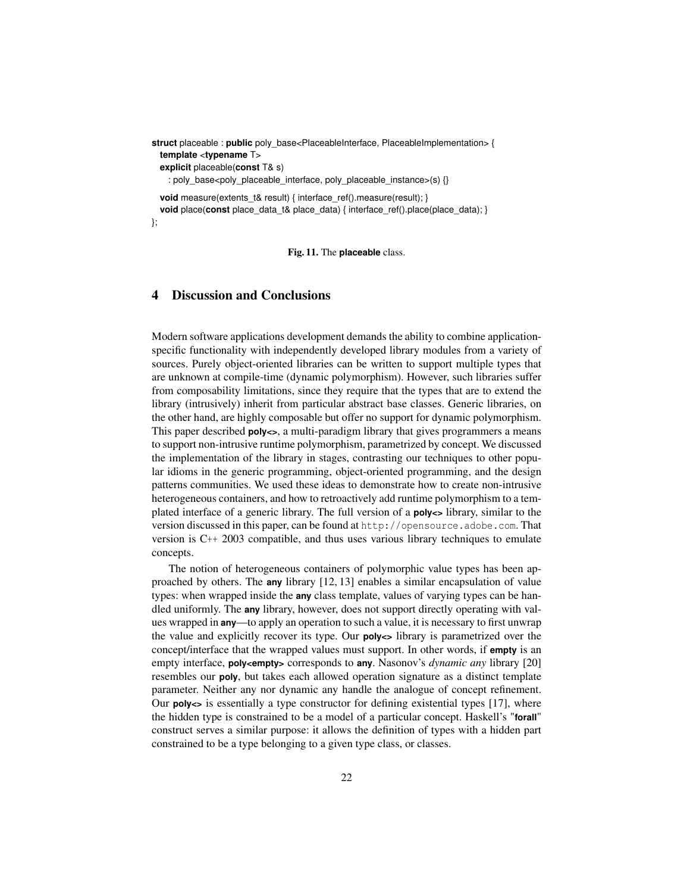```
struct placeable : public poly_base<PlaceableInterface, PlaceableImplementation> {
  template <typename T>
  explicit placeable(const T& s)
    : poly_base<poly_placeable_interface, poly_placeable_instance>(s) {}

  void measure(extents_t& result) { interface_ref().measure(result); }
  void place(const place_data_t& place_data) { interface_ref().place(place_data); }
};
```

**Fig. 11.** The **placeable** class.

## 4 Discussion and Conclusions

Modern software applications development demands the ability to combine application-specific functionality with independently developed library modules from a variety of sources. Purely object-oriented libraries can be written to support multiple types that are unknown at compile-time (dynamic polymorphism). However, such libraries suffer from composability limitations, since they require that the types that are to extend the library (intrusively) inherit from particular abstract base classes. Generic libraries, on the other hand, are highly composable but offer no support for dynamic polymorphism. This paper described **poly<>**, a multi-paradigm library that gives programmers a means to support non-intrusive runtime polymorphism, parametrized by concept. We discussed the implementation of the library in stages, contrasting our techniques to other popular idioms in the generic programming, object-oriented programming, and the design patterns communities. We used these ideas to demonstrate how to create non-intrusive heterogeneous containers, and how to retroactively add runtime polymorphism to a templated interface of a generic library. The full version of a **poly<>** library, similar to the version discussed in this paper, can be found at `http://opensource.adobe.com`. That version is C++ 2003 compatible, and thus uses various library techniques to emulate concepts.

The notion of heterogeneous containers of polymorphic value types has been approached by others. The **any** library [12, 13] enables a similar encapsulation of value types: when wrapped inside the **any** class template, values of varying types can be handled uniformly. The **any** library, however, does not support directly operating with values wrapped in **any**—to apply an operation to such a value, it is necessary to first unwrap the value and explicitly recover its type. Our **poly<>** library is parametrized over the concept/interface that the wrapped values must support. In other words, if **empty** is an empty interface, **poly<empty>** corresponds to **any**. Nasonov's *dynamic any* library [20] resembles our **poly**, but takes each allowed operation signature as a distinct template parameter. Neither any nor dynamic any handle the analogue of concept refinement. Our **poly<>** is essentially a type constructor for defining existential types [17], where the hidden type is constrained to be a model of a particular concept. Haskell's "**forall**" construct serves a similar purpose: it allows the definition of types with a hidden part constrained to be a type belonging to a given type class, or classes.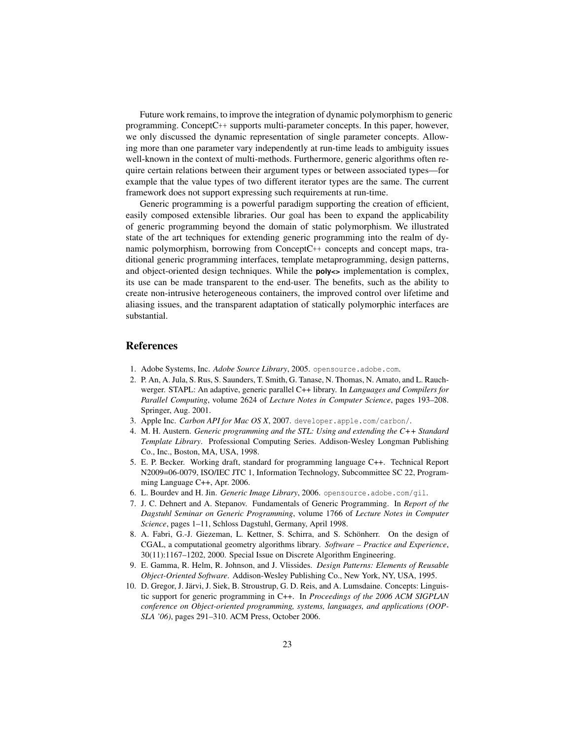Future work remains, to improve the integration of dynamic polymorphism to generic programming. ConceptC++ supports multi-parameter concepts. In this paper, however, we only discussed the dynamic representation of single parameter concepts. Allowing more than one parameter vary independently at run-time leads to ambiguity issues well-known in the context of multi-methods. Furthermore, generic algorithms often require certain relations between their argument types or between associated types—for example that the value types of two different iterator types are the same. The current framework does not support expressing such requirements at run-time.

Generic programming is a powerful paradigm supporting the creation of efficient, easily composed extensible libraries. Our goal has been to expand the applicability of generic programming beyond the domain of static polymorphism. We illustrated state of the art techniques for extending generic programming into the realm of dynamic polymorphism, borrowing from ConceptC++ concepts and concept maps, traditional generic programming interfaces, template metaprogramming, design patterns, and object-oriented design techniques. While the **poly<>** implementation is complex, its use can be made transparent to the end-user. The benefits, such as the ability to create non-intrusive heterogeneous containers, the improved control over lifetime and aliasing issues, and the transparent adaptation of statically polymorphic interfaces are substantial.

## References

1. Adobe Systems, Inc. *Adobe Source Library*, 2005. `opensource.adobe.com`.
2. P. An, A. Jula, S. Rus, S. Saunders, T. Smith, G. Tanase, N. Thomas, N. Amato, and L. Rauchwerger. STAPL: An adaptive, generic parallel C++ library. In *Languages and Compilers for Parallel Computing*, volume 2624 of *Lecture Notes in Computer Science*, pages 193–208. Springer, Aug. 2001.
3. Apple Inc. *Carbon API for Mac OS X*, 2007. `developer.apple.com/carbon/`.
4. M. H. Austern. *Generic programming and the STL: Using and extending the C++ Standard Template Library*. Professional Computing Series. Addison-Wesley Longman Publishing Co., Inc., Boston, MA, USA, 1998.
5. E. P. Becker. Working draft, standard for programming language C++. Technical Report N2009=06-0079, ISO/IEC JTC 1, Information Technology, Subcommittee SC 22, Programming Language C++, Apr. 2006.
6. L. Bourdev and H. Jin. *Generic Image Library*, 2006. `opensource.adobe.com/gil`.
7. J. C. Dehnert and A. Stepanov. Fundamentals of Generic Programming. In *Report of the Dagstuhl Seminar on Generic Programming*, volume 1766 of *Lecture Notes in Computer Science*, pages 1–11, Schloss Dagstuhl, Germany, April 1998.
8. A. Fabri, G.-J. Giezeman, L. Kettner, S. Schirra, and S. Schönherr. On the design of CGAL, a computational geometry algorithms library. *Software – Practice and Experience*, 30(11):1167–1202, 2000. Special Issue on Discrete Algorithm Engineering.
9. E. Gamma, R. Helm, R. Johnson, and J. Vlissides. *Design Patterns: Elements of Reusable Object-Oriented Software*. Addison-Wesley Publishing Co., New York, NY, USA, 1995.
10. D. Gregor, J. Järvi, J. Siek, B. Stroustrup, G. D. Reis, and A. Lumsdaine. Concepts: Linguistic support for generic programming in C++. In *Proceedings of the 2006 ACM SIGPLAN conference on Object-oriented programming, systems, languages, and applications (OOPSLA '06)*, pages 291–310. ACM Press, October 2006.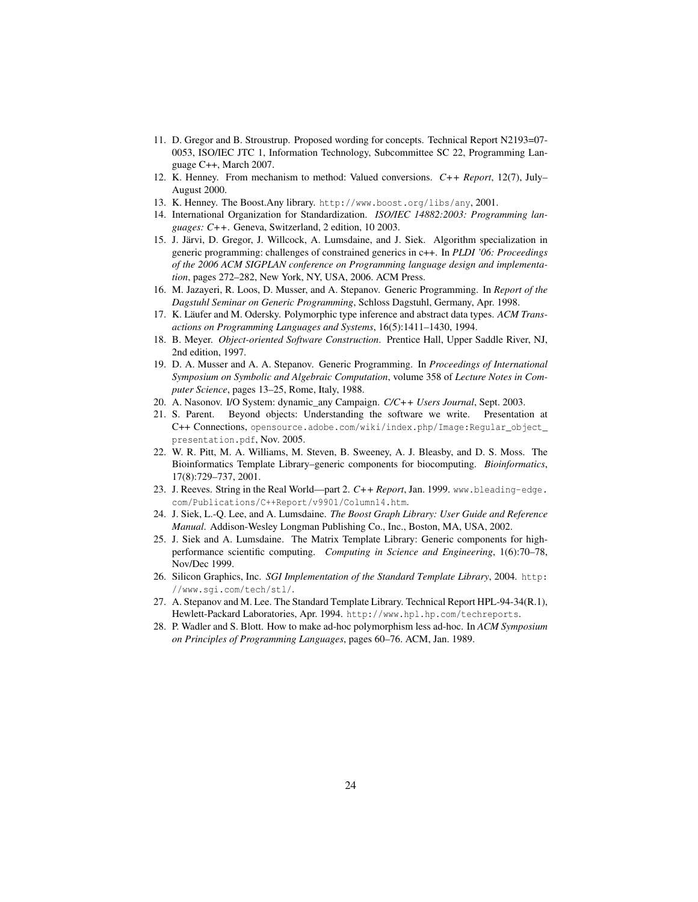11. D. Gregor and B. Stroustrup. Proposed wording for concepts. Technical Report N2193=07-0053, ISO/IEC JTC 1, Information Technology, Subcommittee SC 22, Programming Language C++, March 2007.
12. K. Henney. From mechanism to method: Valued conversions. *C++ Report*, 12(7), July–August 2000.
13. K. Henney. The Boost.Any library. `http://www.boost.org/libs/any`, 2001.
14. International Organization for Standardization. *ISO/IEC 14882:2003: Programming languages: C++*. Geneva, Switzerland, 2 edition, 10 2003.
15. J. Järvi, D. Gregor, J. Willcock, A. Lumsdaine, and J. Siek. Algorithm specialization in generic programming: challenges of constrained generics in c++. In *PLDI '06: Proceedings of the 2006 ACM SIGPLAN conference on Programming language design and implementation*, pages 272–282, New York, NY, USA, 2006. ACM Press.
16. M. Jazayeri, R. Loos, D. Musser, and A. Stepanov. Generic Programming. In *Report of the Dagstuhl Seminar on Generic Programming*, Schloss Dagstuhl, Germany, Apr. 1998.
17. K. Läufer and M. Odersky. Polymorphic type inference and abstract data types. *ACM Transactions on Programming Languages and Systems*, 16(5):1411–1430, 1994.
18. B. Meyer. *Object-oriented Software Construction*. Prentice Hall, Upper Saddle River, NJ, 2nd edition, 1997.
19. D. A. Musser and A. A. Stepanov. Generic Programming. In *Proceedings of International Symposium on Symbolic and Algebraic Computation*, volume 358 of *Lecture Notes in Computer Science*, pages 13–25, Rome, Italy, 1988.
20. A. Nasonov. I/O System: dynamic_any Campaign. *C/C++ Users Journal*, Sept. 2003.
21. S. Parent. Beyond objects: Understanding the software we write. Presentation at C++ Connections, `opensource.adobe.com/wiki/index.php/Image:Regular_object_presentation.pdf`, Nov. 2005.
22. W. R. Pitt, M. A. Williams, M. Steven, B. Sweeney, A. J. Bleasby, and D. S. Moss. The Bioinformatics Template Library–generic components for biocomputing. *Bioinformatics*, 17(8):729–737, 2001.
23. J. Reeves. String in the Real World—part 2. *C++ Report*, Jan. 1999. `www.bleading-edge.com/Publications/C++Report/v9901/Column14.htm`.
24. J. Siek, L.-Q. Lee, and A. Lumsdaine. *The Boost Graph Library: User Guide and Reference Manual*. Addison-Wesley Longman Publishing Co., Inc., Boston, MA, USA, 2002.
25. J. Siek and A. Lumsdaine. The Matrix Template Library: Generic components for high-performance scientific computing. *Computing in Science and Engineering*, 1(6):70–78, Nov/Dec 1999.
26. Silicon Graphics, Inc. *SGI Implementation of the Standard Template Library*, 2004. `http://www.sgi.com/tech/stl/`.
27. A. Stepanov and M. Lee. The Standard Template Library. Technical Report HPL-94-34(R.1), Hewlett-Packard Laboratories, Apr. 1994. `http://www.hpl.hp.com/techreports`.
28. P. Wadler and S. Blott. How to make ad-hoc polymorphism less ad-hoc. In *ACM Symposium on Principles of Programming Languages*, pages 60–76. ACM, Jan. 1989.